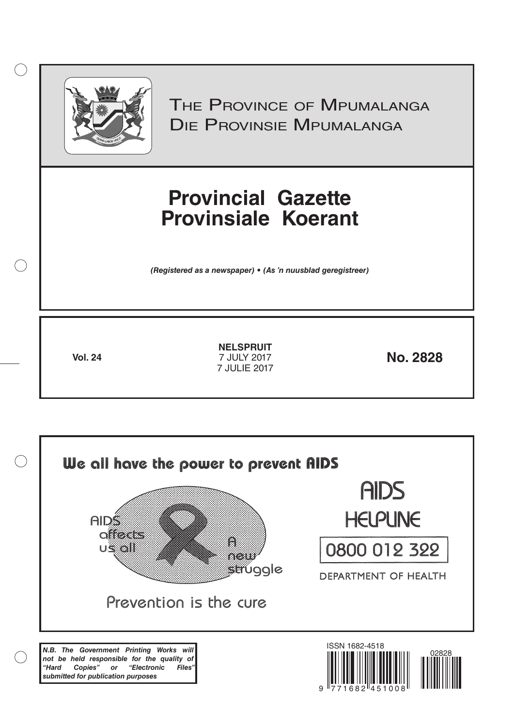# The Province of Mpumalanga
# Die Provinsie Mpumalanga

# Provincial Gazette
# Provinsiale Koerant

*(Registered as a newspaper) • (As 'n nuusblad geregistreer)*

**Vol. 24**

**NELSPRUIT**
7 JULY 2017
7 JULIE 2017

**No. 2828**

We all have the power to prevent AIDS

AIDS affects us all

A new struggle

Prevention is the cure

AIDS HELPLINE

0800 012 322

DEPARTMENT OF HEALTH

***N.B. The Government Printing Works will not be held responsible for the quality of "Hard Copies" or "Electronic Files" submitted for publication purposes***

ISSN 1682-4518

02828

9 771682 451008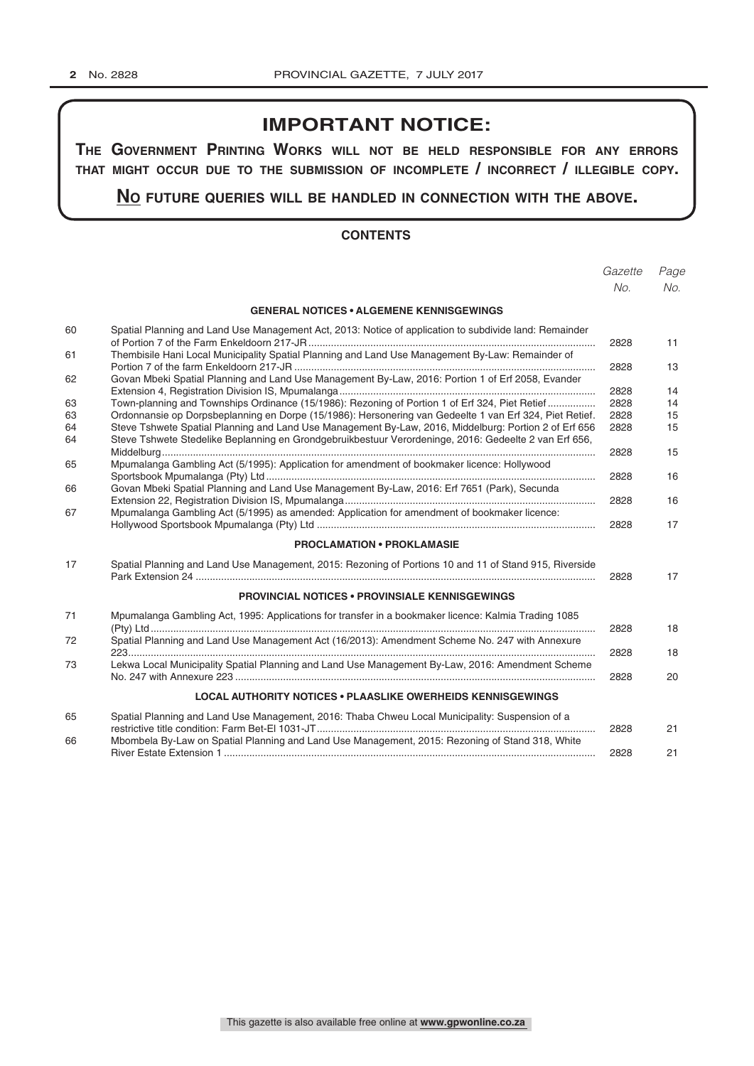# IMPORTANT NOTICE:

**THE GOVERNMENT PRINTING WORKS WILL NOT BE HELD RESPONSIBLE FOR ANY ERRORS THAT MIGHT OCCUR DUE TO THE SUBMISSION OF INCOMPLETE / INCORRECT / ILLEGIBLE COPY.**

**NO FUTURE QUERIES WILL BE HANDLED IN CONNECTION WITH THE ABOVE.**

## CONTENTS

| | | *Gazette No.* | *Page No.* |
|---|---|---|---|
| | **GENERAL NOTICES • ALGEMENE KENNISGEWINGS** | | |
| 60 | Spatial Planning and Land Use Management Act, 2013: Notice of application to subdivide land: Remainder of Portion 7 of the Farm Enkeldoorn 217-JR | 2828 | 11 |
| 61 | Thembisile Hani Local Municipality Spatial Planning and Land Use Management By-Law: Remainder of Portion 7 of the farm Enkeldoorn 217-JR | 2828 | 13 |
| 62 | Govan Mbeki Spatial Planning and Land Use Management By-Law, 2016: Portion 1 of Erf 2058, Evander Extension 4, Registration Division IS, Mpumalanga | 2828 | 14 |
| 63 | Town-planning and Townships Ordinance (15/1986): Rezoning of Portion 1 of Erf 324, Piet Retief | 2828 | 14 |
| 63 | Ordonnansie op Dorpsbeplanning en Dorpe (15/1986): Hersonering van Gedeelte 1 van Erf 324, Piet Retief. | 2828 | 15 |
| 64 | Steve Tshwete Spatial Planning and Land Use Management By-Law, 2016, Middelburg: Portion 2 of Erf 656 | 2828 | 15 |
| 64 | Steve Tshwete Stedelike Beplanning en Grondgebruikbestuur Verordeninge, 2016: Gedeelte 2 van Erf 656, Middelburg | 2828 | 15 |
| 65 | Mpumalanga Gambling Act (5/1995): Application for amendment of bookmaker licence: Hollywood Sportsbook Mpumalanga (Pty) Ltd | 2828 | 16 |
| 66 | Govan Mbeki Spatial Planning and Land Use Management By-Law, 2016: Erf 7651 (Park), Secunda Extension 22, Registration Division IS, Mpumalanga | 2828 | 16 |
| 67 | Mpumalanga Gambling Act (5/1995) as amended: Application for amendment of bookmaker licence: Hollywood Sportsbook Mpumalanga (Pty) Ltd | 2828 | 17 |
| | **PROCLAMATION • PROKLAMASIE** | | |
| 17 | Spatial Planning and Land Use Management, 2015: Rezoning of Portions 10 and 11 of Stand 915, Riverside Park Extension 24 | 2828 | 17 |
| | **PROVINCIAL NOTICES • PROVINSIALE KENNISGEWINGS** | | |
| 71 | Mpumalanga Gambling Act, 1995: Applications for transfer in a bookmaker licence: Kalmia Trading 1085 (Pty) Ltd | 2828 | 18 |
| 72 | Spatial Planning and Land Use Management Act (16/2013): Amendment Scheme No. 247 with Annexure 223 | 2828 | 18 |
| 73 | Lekwa Local Municipality Spatial Planning and Land Use Management By-Law, 2016: Amendment Scheme No. 247 with Annexure 223 | 2828 | 20 |
| | **LOCAL AUTHORITY NOTICES • PLAASLIKE OWERHEIDS KENNISGEWINGS** | | |
| 65 | Spatial Planning and Land Use Management, 2016: Thaba Chweu Local Municipality: Suspension of a restrictive title condition: Farm Bet-El 1031-JT | 2828 | 21 |
| 66 | Mbombela By-Law on Spatial Planning and Land Use Management, 2015: Rezoning of Stand 318, White River Estate Extension 1 | 2828 | 21 |

This gazette is also available free online at **www.gpwonline.co.za**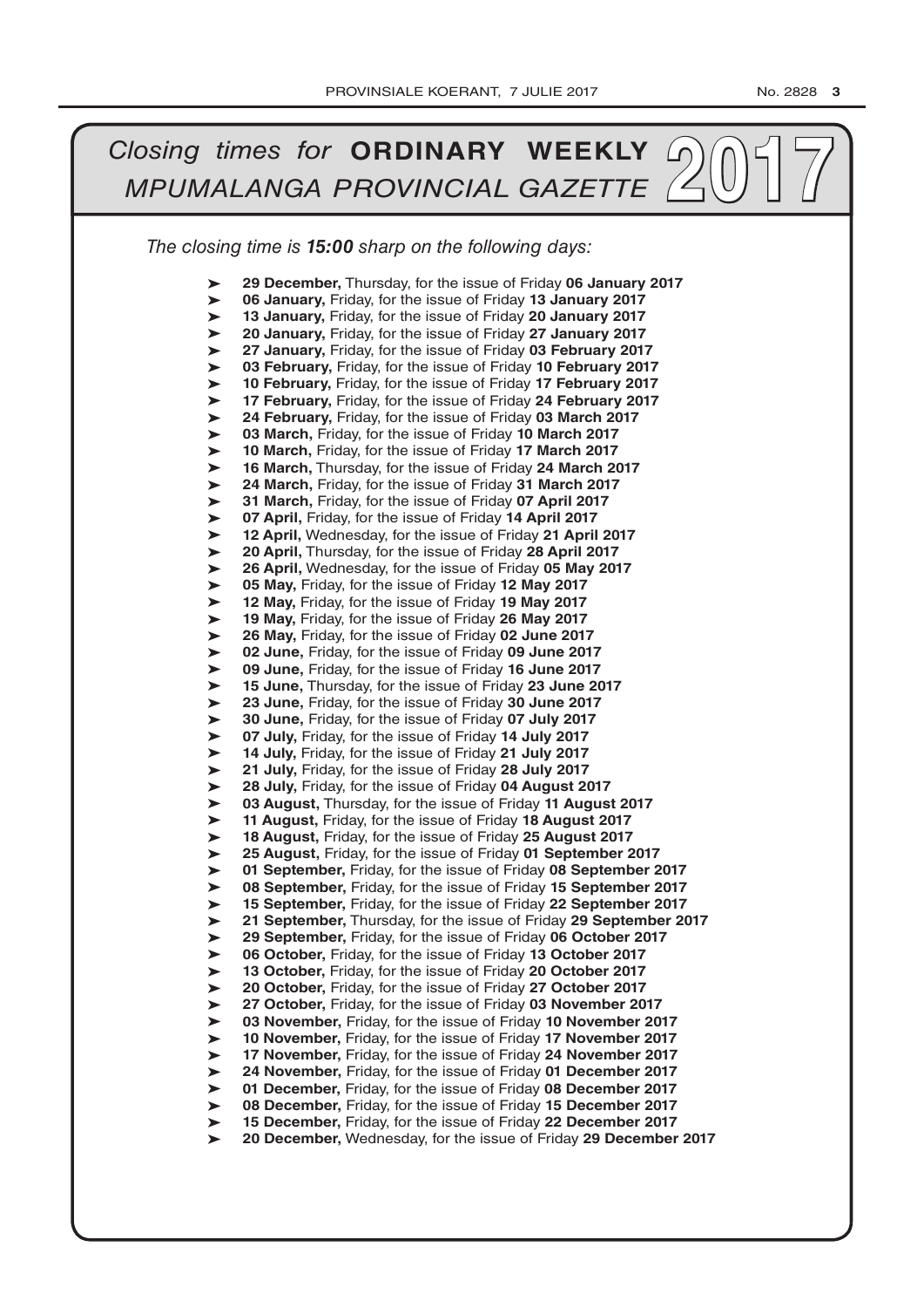# *Closing times for* **ORDINARY WEEKLY** *MPUMALANGA PROVINCIAL GAZETTE* 2017

*The closing time is* ***15:00*** *sharp on the following days:*

- **29 December,** Thursday, for the issue of Friday **06 January 2017**
- **06 January,** Friday, for the issue of Friday **13 January 2017**
- **13 January,** Friday, for the issue of Friday **20 January 2017**
- **20 January,** Friday, for the issue of Friday **27 January 2017**
- **27 January,** Friday, for the issue of Friday **03 February 2017**
- **03 February,** Friday, for the issue of Friday **10 February 2017**
- **10 February,** Friday, for the issue of Friday **17 February 2017**
- **17 February,** Friday, for the issue of Friday **24 February 2017**
- **24 February,** Friday, for the issue of Friday **03 March 2017**
- **03 March,** Friday, for the issue of Friday **10 March 2017**
- **10 March,** Friday, for the issue of Friday **17 March 2017**
- **16 March,** Thursday, for the issue of Friday **24 March 2017**
- **24 March,** Friday, for the issue of Friday **31 March 2017**
- **31 March,** Friday, for the issue of Friday **07 April 2017**
- **07 April,** Friday, for the issue of Friday **14 April 2017**
- **12 April,** Wednesday, for the issue of Friday **21 April 2017**
- **20 April,** Thursday, for the issue of Friday **28 April 2017**
- **26 April,** Wednesday, for the issue of Friday **05 May 2017**
- **05 May,** Friday, for the issue of Friday **12 May 2017**
- **12 May,** Friday, for the issue of Friday **19 May 2017**
- **19 May,** Friday, for the issue of Friday **26 May 2017**
- **26 May,** Friday, for the issue of Friday **02 June 2017**
- **02 June,** Friday, for the issue of Friday **09 June 2017**
- **09 June,** Friday, for the issue of Friday **16 June 2017**
- **15 June,** Thursday, for the issue of Friday **23 June 2017**
- **23 June,** Friday, for the issue of Friday **30 June 2017**
- **30 June,** Friday, for the issue of Friday **07 July 2017**
- **07 July,** Friday, for the issue of Friday **14 July 2017**
- **14 July,** Friday, for the issue of Friday **21 July 2017**
- **21 July,** Friday, for the issue of Friday **28 July 2017**
- **28 July,** Friday, for the issue of Friday **04 August 2017**
- **03 August,** Thursday, for the issue of Friday **11 August 2017**
- **11 August,** Friday, for the issue of Friday **18 August 2017**
- **18 August,** Friday, for the issue of Friday **25 August 2017**
- **25 August,** Friday, for the issue of Friday **01 September 2017**
- **01 September,** Friday, for the issue of Friday **08 September 2017**
- **08 September,** Friday, for the issue of Friday **15 September 2017**
- **15 September,** Friday, for the issue of Friday **22 September 2017**
- **21 September,** Thursday, for the issue of Friday **29 September 2017**
- **29 September,** Friday, for the issue of Friday **06 October 2017**
- **06 October,** Friday, for the issue of Friday **13 October 2017**
- **13 October,** Friday, for the issue of Friday **20 October 2017**
- **20 October,** Friday, for the issue of Friday **27 October 2017**
- **27 October,** Friday, for the issue of Friday **03 November 2017**
- **03 November,** Friday, for the issue of Friday **10 November 2017**
- **10 November,** Friday, for the issue of Friday **17 November 2017**
- **17 November,** Friday, for the issue of Friday **24 November 2017**
- **24 November,** Friday, for the issue of Friday **01 December 2017**
- **01 December,** Friday, for the issue of Friday **08 December 2017**
- **08 December,** Friday, for the issue of Friday **15 December 2017**
- **15 December,** Friday, for the issue of Friday **22 December 2017**
- **20 December,** Wednesday, for the issue of Friday **29 December 2017**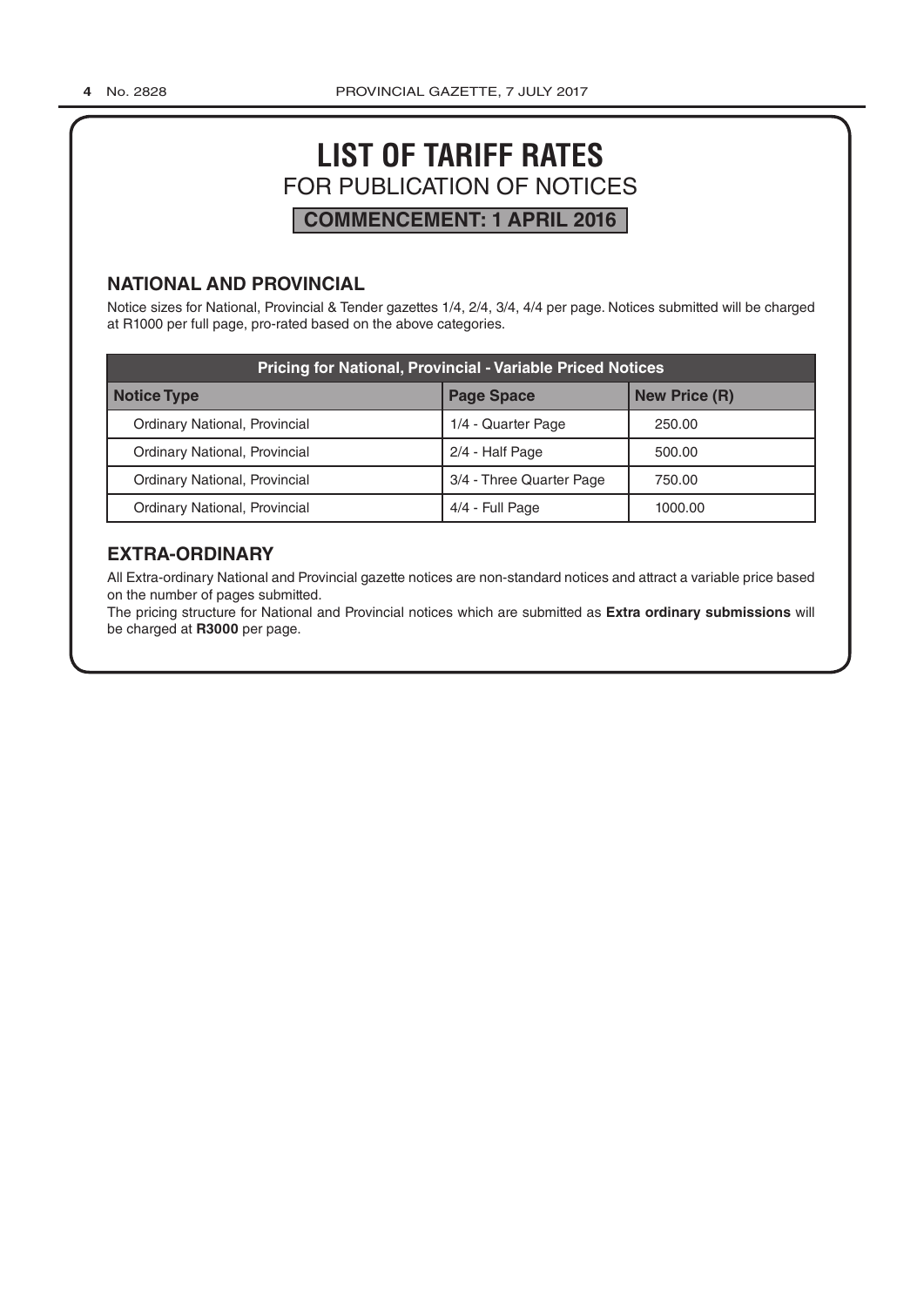# LIST OF TARIFF RATES

## FOR PUBLICATION OF NOTICES

**COMMENCEMENT: 1 APRIL 2016**

### NATIONAL AND PROVINCIAL

Notice sizes for National, Provincial & Tender gazettes 1/4, 2/4, 3/4, 4/4 per page. Notices submitted will be charged at R1000 per full page, pro-rated based on the above categories.

| Pricing for National, Provincial - Variable Priced Notices | | |
|---|---|---|
| **Notice Type** | **Page Space** | **New Price (R)** |
| Ordinary National, Provincial | 1/4 - Quarter Page | 250.00 |
| Ordinary National, Provincial | 2/4 - Half Page | 500.00 |
| Ordinary National, Provincial | 3/4 - Three Quarter Page | 750.00 |
| Ordinary National, Provincial | 4/4 - Full Page | 1000.00 |

### EXTRA-ORDINARY

All Extra-ordinary National and Provincial gazette notices are non-standard notices and attract a variable price based on the number of pages submitted.

The pricing structure for National and Provincial notices which are submitted as **Extra ordinary submissions** will be charged at **R3000** per page.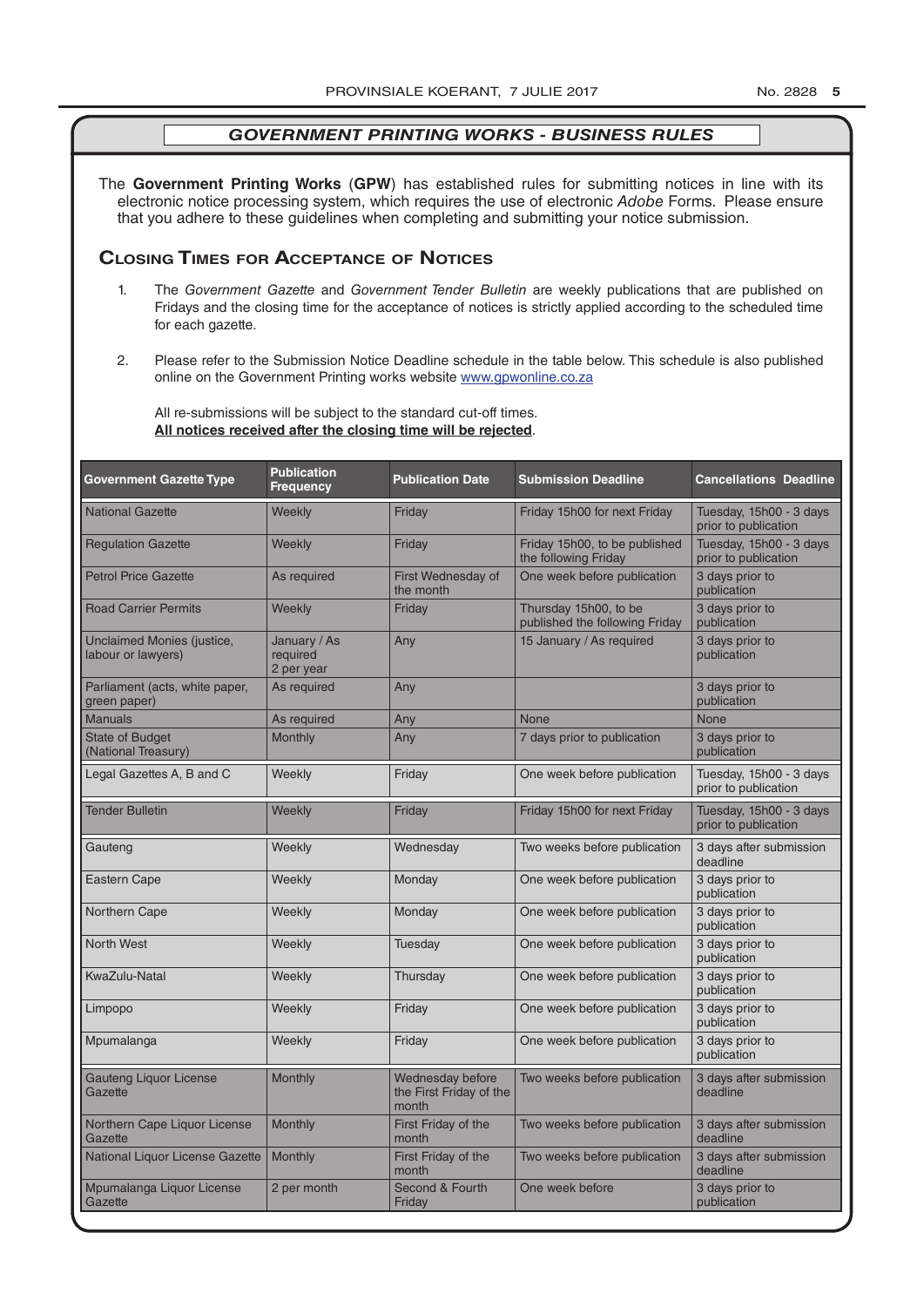## *GOVERNMENT PRINTING WORKS - BUSINESS RULES*

The **Government Printing Works** (**GPW**) has established rules for submitting notices in line with its electronic notice processing system, which requires the use of electronic *Adobe* Forms. Please ensure that you adhere to these guidelines when completing and submitting your notice submission.

### Closing Times for Acceptance of Notices

1. The *Government Gazette* and *Government Tender Bulletin* are weekly publications that are published on Fridays and the closing time for the acceptance of notices is strictly applied according to the scheduled time for each gazette.

2. Please refer to the Submission Notice Deadline schedule in the table below. This schedule is also published online on the Government Printing works website www.gpwonline.co.za

   All re-submissions will be subject to the standard cut-off times.
   **All notices received after the closing time will be rejected**.

| Government Gazette Type | Publication Frequency | Publication Date | Submission Deadline | Cancellations Deadline |
|---|---|---|---|---|
| National Gazette | Weekly | Friday | Friday 15h00 for next Friday | Tuesday, 15h00 - 3 days prior to publication |
| Regulation Gazette | Weekly | Friday | Friday 15h00, to be published the following Friday | Tuesday, 15h00 - 3 days prior to publication |
| Petrol Price Gazette | As required | First Wednesday of the month | One week before publication | 3 days prior to publication |
| Road Carrier Permits | Weekly | Friday | Thursday 15h00, to be published the following Friday | 3 days prior to publication |
| Unclaimed Monies (justice, labour or lawyers) | January / As required 2 per year | Any | 15 January / As required | 3 days prior to publication |
| Parliament (acts, white paper, green paper) | As required | Any | | 3 days prior to publication |
| Manuals | As required | Any | None | None |
| State of Budget (National Treasury) | Monthly | Any | 7 days prior to publication | 3 days prior to publication |
| Legal Gazettes A, B and C | Weekly | Friday | One week before publication | Tuesday, 15h00 - 3 days prior to publication |
| Tender Bulletin | Weekly | Friday | Friday 15h00 for next Friday | Tuesday, 15h00 - 3 days prior to publication |
| Gauteng | Weekly | Wednesday | Two weeks before publication | 3 days after submission deadline |
| Eastern Cape | Weekly | Monday | One week before publication | 3 days prior to publication |
| Northern Cape | Weekly | Monday | One week before publication | 3 days prior to publication |
| North West | Weekly | Tuesday | One week before publication | 3 days prior to publication |
| KwaZulu-Natal | Weekly | Thursday | One week before publication | 3 days prior to publication |
| Limpopo | Weekly | Friday | One week before publication | 3 days prior to publication |
| Mpumalanga | Weekly | Friday | One week before publication | 3 days prior to publication |
| Gauteng Liquor License Gazette | Monthly | Wednesday before the First Friday of the month | Two weeks before publication | 3 days after submission deadline |
| Northern Cape Liquor License Gazette | Monthly | First Friday of the month | Two weeks before publication | 3 days after submission deadline |
| National Liquor License Gazette | Monthly | First Friday of the month | Two weeks before publication | 3 days after submission deadline |
| Mpumalanga Liquor License Gazette | 2 per month | Second & Fourth Friday | One week before | 3 days prior to publication |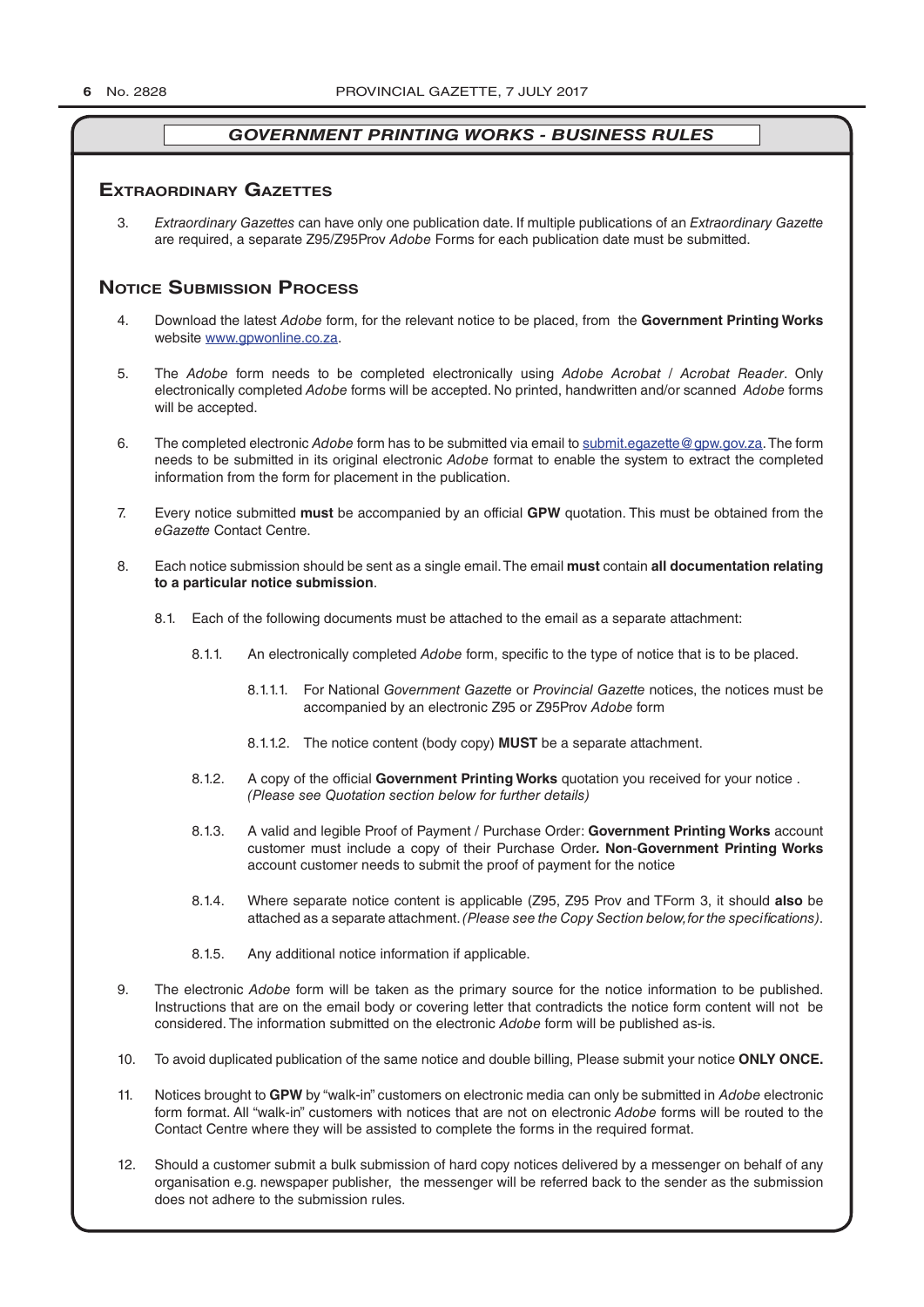## *GOVERNMENT PRINTING WORKS - BUSINESS RULES*

### Extraordinary Gazettes

3. *Extraordinary Gazettes* can have only one publication date. If multiple publications of an *Extraordinary Gazette* are required, a separate Z95/Z95Prov *Adobe* Forms for each publication date must be submitted.

### Notice Submission Process

4. Download the latest *Adobe* form, for the relevant notice to be placed, from the **Government Printing Works** website www.gpwonline.co.za.

5. The *Adobe* form needs to be completed electronically using *Adobe Acrobat* / *Acrobat Reader*. Only electronically completed *Adobe* forms will be accepted. No printed, handwritten and/or scanned *Adobe* forms will be accepted.

6. The completed electronic *Adobe* form has to be submitted via email to submit.egazette@gpw.gov.za. The form needs to be submitted in its original electronic *Adobe* format to enable the system to extract the completed information from the form for placement in the publication.

7. Every notice submitted **must** be accompanied by an official **GPW** quotation. This must be obtained from the *eGazette* Contact Centre.

8. Each notice submission should be sent as a single email. The email **must** contain **all documentation relating to a particular notice submission**.

   8.1. Each of the following documents must be attached to the email as a separate attachment:

      8.1.1. An electronically completed *Adobe* form, specific to the type of notice that is to be placed.

         8.1.1.1. For National *Government Gazette* or *Provincial Gazette* notices, the notices must be accompanied by an electronic Z95 or Z95Prov *Adobe* form

         8.1.1.2. The notice content (body copy) **MUST** be a separate attachment.

      8.1.2. A copy of the official **Government Printing Works** quotation you received for your notice . *(Please see Quotation section below for further details)*

      8.1.3. A valid and legible Proof of Payment / Purchase Order: **Government Printing Works** account customer must include a copy of their Purchase Order**. Non**-**Government Printing Works** account customer needs to submit the proof of payment for the notice

      8.1.4. Where separate notice content is applicable (Z95, Z95 Prov and TForm 3, it should **also** be attached as a separate attachment. *(Please see the Copy Section below, for the specifications)*.

      8.1.5. Any additional notice information if applicable.

9. The electronic *Adobe* form will be taken as the primary source for the notice information to be published. Instructions that are on the email body or covering letter that contradicts the notice form content will not be considered. The information submitted on the electronic *Adobe* form will be published as-is.

10. To avoid duplicated publication of the same notice and double billing, Please submit your notice **ONLY ONCE.**

11. Notices brought to **GPW** by "walk-in" customers on electronic media can only be submitted in *Adobe* electronic form format. All "walk-in" customers with notices that are not on electronic *Adobe* forms will be routed to the Contact Centre where they will be assisted to complete the forms in the required format.

12. Should a customer submit a bulk submission of hard copy notices delivered by a messenger on behalf of any organisation e.g. newspaper publisher, the messenger will be referred back to the sender as the submission does not adhere to the submission rules.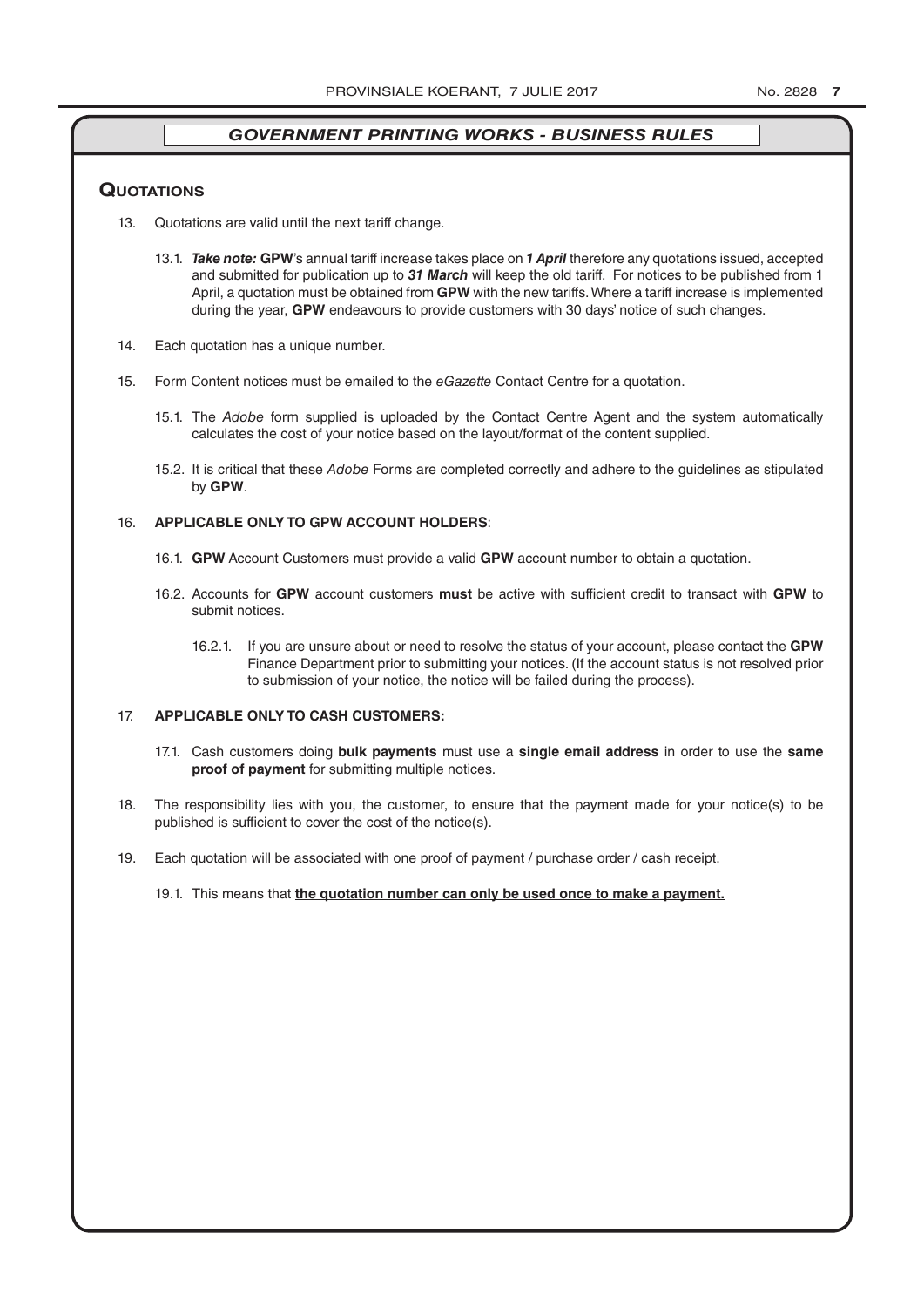## GOVERNMENT PRINTING WORKS - BUSINESS RULES

### Quotations

13. Quotations are valid until the next tariff change.

    13.1. ***Take note:*** **GPW**'s annual tariff increase takes place on ***1 April*** therefore any quotations issued, accepted and submitted for publication up to ***31 March*** will keep the old tariff. For notices to be published from 1 April, a quotation must be obtained from **GPW** with the new tariffs. Where a tariff increase is implemented during the year, **GPW** endeavours to provide customers with 30 days' notice of such changes.

14. Each quotation has a unique number.

15. Form Content notices must be emailed to the *eGazette* Contact Centre for a quotation.

    15.1. The *Adobe* form supplied is uploaded by the Contact Centre Agent and the system automatically calculates the cost of your notice based on the layout/format of the content supplied.

    15.2. It is critical that these *Adobe* Forms are completed correctly and adhere to the guidelines as stipulated by **GPW**.

16. **APPLICABLE ONLY TO GPW ACCOUNT HOLDERS**:

    16.1. **GPW** Account Customers must provide a valid **GPW** account number to obtain a quotation.

    16.2. Accounts for **GPW** account customers **must** be active with sufficient credit to transact with **GPW** to submit notices.

    16.2.1. If you are unsure about or need to resolve the status of your account, please contact the **GPW** Finance Department prior to submitting your notices. (If the account status is not resolved prior to submission of your notice, the notice will be failed during the process).

17. **APPLICABLE ONLY TO CASH CUSTOMERS:**

    17.1. Cash customers doing **bulk payments** must use a **single email address** in order to use the **same proof of payment** for submitting multiple notices.

18. The responsibility lies with you, the customer, to ensure that the payment made for your notice(s) to be published is sufficient to cover the cost of the notice(s).

19. Each quotation will be associated with one proof of payment / purchase order / cash receipt.

    19.1. This means that **<u>the quotation number can only be used once to make a payment.</u>**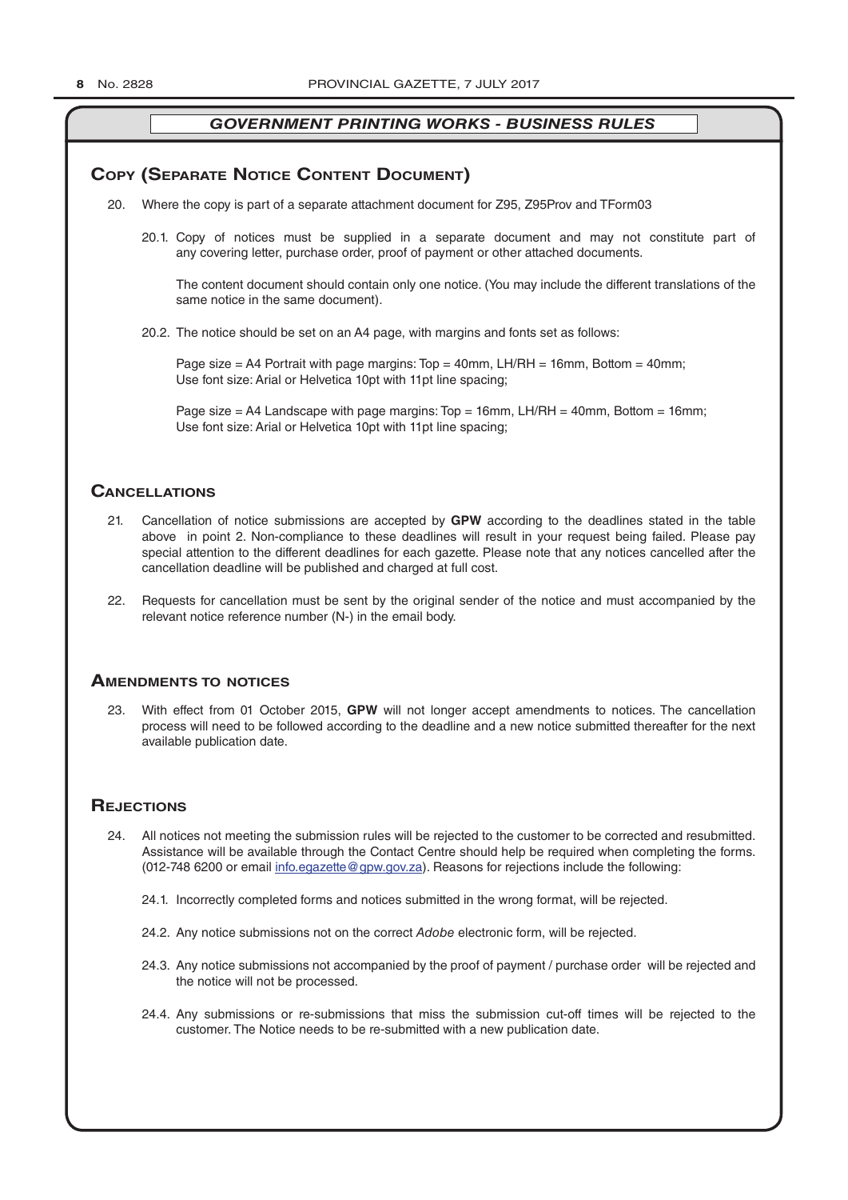## GOVERNMENT PRINTING WORKS - BUSINESS RULES

### Copy (Separate Notice Content Document)

20. Where the copy is part of a separate attachment document for Z95, Z95Prov and TForm03

    20.1. Copy of notices must be supplied in a separate document and may not constitute part of any covering letter, purchase order, proof of payment or other attached documents.

    The content document should contain only one notice. (You may include the different translations of the same notice in the same document).

    20.2. The notice should be set on an A4 page, with margins and fonts set as follows:

    Page size = A4 Portrait with page margins: Top = 40mm, LH/RH = 16mm, Bottom = 40mm;
    Use font size: Arial or Helvetica 10pt with 11pt line spacing;

    Page size = A4 Landscape with page margins: Top = 16mm, LH/RH = 40mm, Bottom = 16mm;
    Use font size: Arial or Helvetica 10pt with 11pt line spacing;

### Cancellations

21. Cancellation of notice submissions are accepted by **GPW** according to the deadlines stated in the table above in point 2. Non-compliance to these deadlines will result in your request being failed. Please pay special attention to the different deadlines for each gazette. Please note that any notices cancelled after the cancellation deadline will be published and charged at full cost.

22. Requests for cancellation must be sent by the original sender of the notice and must accompanied by the relevant notice reference number (N-) in the email body.

### Amendments to notices

23. With effect from 01 October 2015, **GPW** will not longer accept amendments to notices. The cancellation process will need to be followed according to the deadline and a new notice submitted thereafter for the next available publication date.

### Rejections

24. All notices not meeting the submission rules will be rejected to the customer to be corrected and resubmitted. Assistance will be available through the Contact Centre should help be required when completing the forms. (012-748 6200 or email info.egazette@gpw.gov.za). Reasons for rejections include the following:

    24.1. Incorrectly completed forms and notices submitted in the wrong format, will be rejected.

    24.2. Any notice submissions not on the correct *Adobe* electronic form, will be rejected.

    24.3. Any notice submissions not accompanied by the proof of payment / purchase order will be rejected and the notice will not be processed.

    24.4. Any submissions or re-submissions that miss the submission cut-off times will be rejected to the customer. The Notice needs to be re-submitted with a new publication date.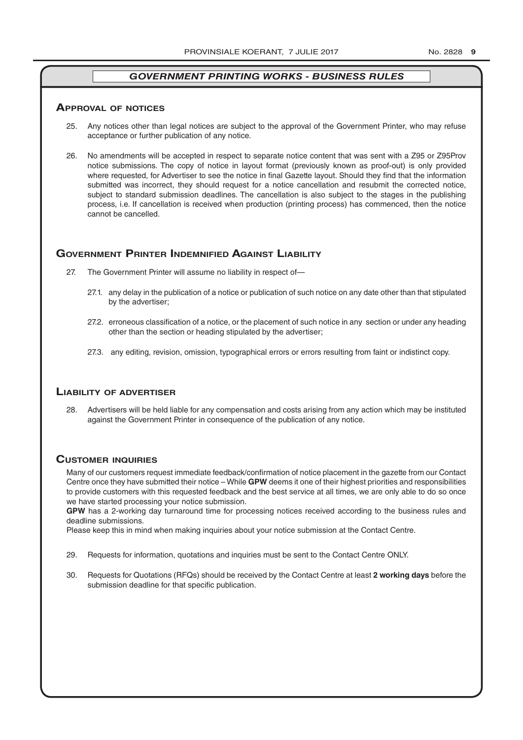## *GOVERNMENT PRINTING WORKS - BUSINESS RULES*

### Approval of notices

25. Any notices other than legal notices are subject to the approval of the Government Printer, who may refuse acceptance or further publication of any notice.

26. No amendments will be accepted in respect to separate notice content that was sent with a Z95 or Z95Prov notice submissions. The copy of notice in layout format (previously known as proof-out) is only provided where requested, for Advertiser to see the notice in final Gazette layout. Should they find that the information submitted was incorrect, they should request for a notice cancellation and resubmit the corrected notice, subject to standard submission deadlines. The cancellation is also subject to the stages in the publishing process, i.e. If cancellation is received when production (printing process) has commenced, then the notice cannot be cancelled.

### Government Printer Indemnified Against Liability

27. The Government Printer will assume no liability in respect of—

    27.1. any delay in the publication of a notice or publication of such notice on any date other than that stipulated by the advertiser;

    27.2. erroneous classification of a notice, or the placement of such notice in any section or under any heading other than the section or heading stipulated by the advertiser;

    27.3. any editing, revision, omission, typographical errors or errors resulting from faint or indistinct copy.

### Liability of advertiser

28. Advertisers will be held liable for any compensation and costs arising from any action which may be instituted against the Government Printer in consequence of the publication of any notice.

### Customer inquiries

Many of our customers request immediate feedback/confirmation of notice placement in the gazette from our Contact Centre once they have submitted their notice – While **GPW** deems it one of their highest priorities and responsibilities to provide customers with this requested feedback and the best service at all times, we are only able to do so once we have started processing your notice submission.

**GPW** has a 2-working day turnaround time for processing notices received according to the business rules and deadline submissions.

Please keep this in mind when making inquiries about your notice submission at the Contact Centre.

29. Requests for information, quotations and inquiries must be sent to the Contact Centre ONLY.

30. Requests for Quotations (RFQs) should be received by the Contact Centre at least **2 working days** before the submission deadline for that specific publication.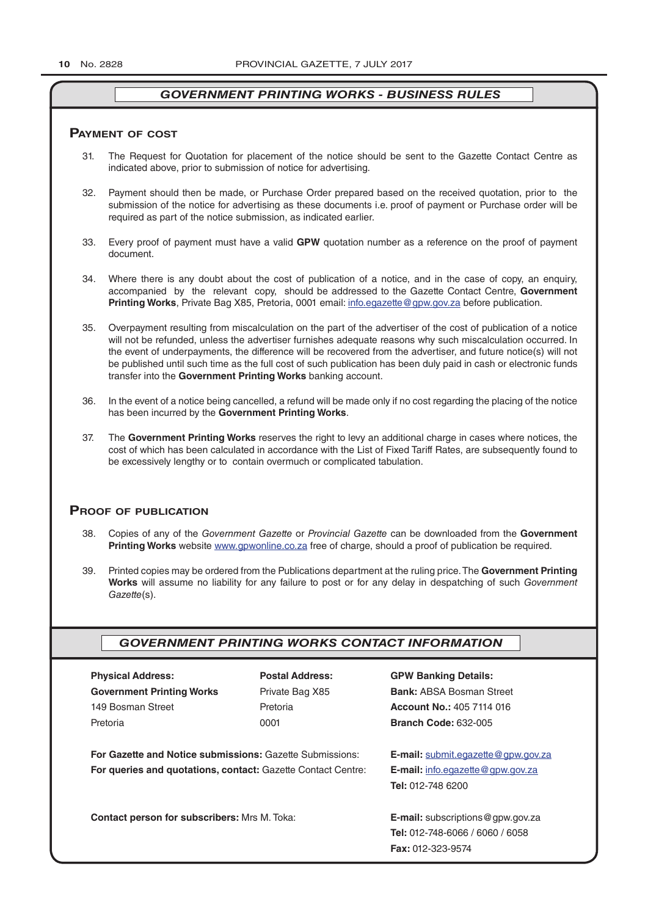## GOVERNMENT PRINTING WORKS - BUSINESS RULES

### Payment of cost

31. The Request for Quotation for placement of the notice should be sent to the Gazette Contact Centre as indicated above, prior to submission of notice for advertising.

32. Payment should then be made, or Purchase Order prepared based on the received quotation, prior to the submission of the notice for advertising as these documents i.e. proof of payment or Purchase order will be required as part of the notice submission, as indicated earlier.

33. Every proof of payment must have a valid **GPW** quotation number as a reference on the proof of payment document.

34. Where there is any doubt about the cost of publication of a notice, and in the case of copy, an enquiry, accompanied by the relevant copy, should be addressed to the Gazette Contact Centre, **Government Printing Works**, Private Bag X85, Pretoria, 0001 email: info.egazette@gpw.gov.za before publication.

35. Overpayment resulting from miscalculation on the part of the advertiser of the cost of publication of a notice will not be refunded, unless the advertiser furnishes adequate reasons why such miscalculation occurred. In the event of underpayments, the difference will be recovered from the advertiser, and future notice(s) will not be published until such time as the full cost of such publication has been duly paid in cash or electronic funds transfer into the **Government Printing Works** banking account.

36. In the event of a notice being cancelled, a refund will be made only if no cost regarding the placing of the notice has been incurred by the **Government Printing Works**.

37. The **Government Printing Works** reserves the right to levy an additional charge in cases where notices, the cost of which has been calculated in accordance with the List of Fixed Tariff Rates, are subsequently found to be excessively lengthy or to contain overmuch or complicated tabulation.

### Proof of publication

38. Copies of any of the *Government Gazette* or *Provincial Gazette* can be downloaded from the **Government Printing Works** website www.gpwonline.co.za free of charge, should a proof of publication be required.

39. Printed copies may be ordered from the Publications department at the ruling price. The **Government Printing Works** will assume no liability for any failure to post or for any delay in despatching of such *Government Gazette*(s).

## GOVERNMENT PRINTING WORKS CONTACT INFORMATION

**Physical Address:**
**Government Printing Works**
149 Bosman Street
Pretoria

**Postal Address:**
Private Bag X85
Pretoria
0001

**GPW Banking Details:**
**Bank:** ABSA Bosman Street
**Account No.:** 405 7114 016
**Branch Code:** 632-005

**For Gazette and Notice submissions:** Gazette Submissions: **E-mail:** submit.egazette@gpw.gov.za

**For queries and quotations, contact:** Gazette Contact Centre: **E-mail:** info.egazette@gpw.gov.za
**Tel:** 012-748 6200

**Contact person for subscribers:** Mrs M. Toka: **E-mail:** subscriptions@gpw.gov.za
**Tel:** 012-748-6066 / 6060 / 6058
**Fax:** 012-323-9574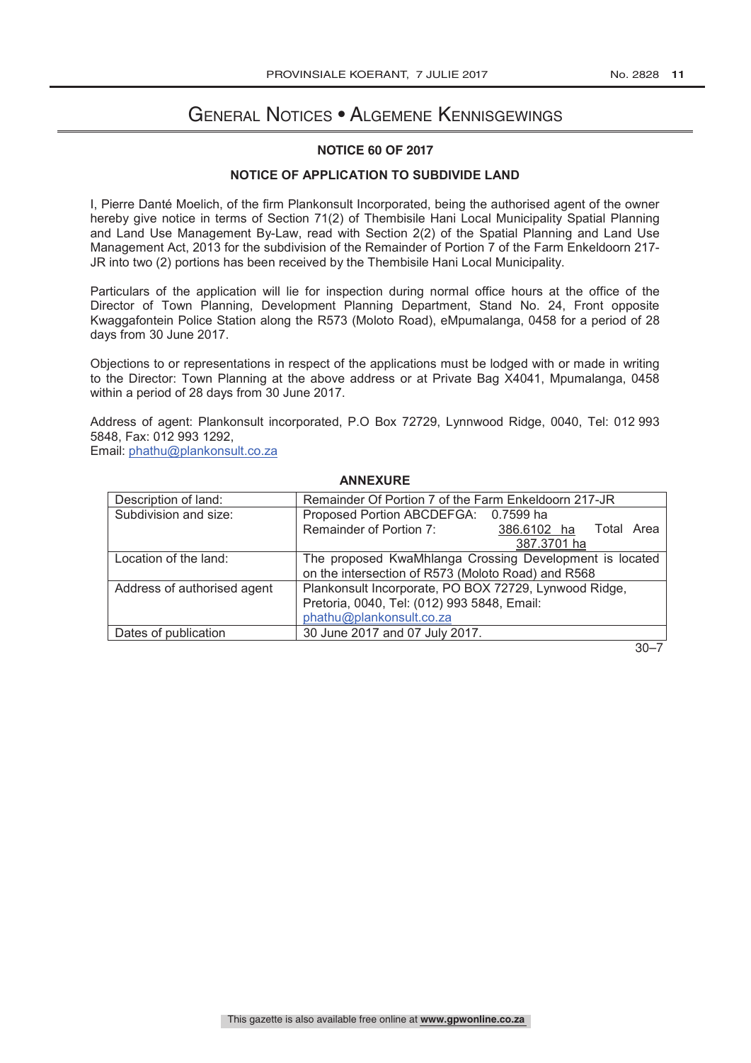# General Notices • Algemene Kennisgewings

## NOTICE 60 OF 2017

## NOTICE OF APPLICATION TO SUBDIVIDE LAND

I, Pierre Danté Moelich, of the firm Plankonsult Incorporated, being the authorised agent of the owner hereby give notice in terms of Section 71(2) of Thembisile Hani Local Municipality Spatial Planning and Land Use Management By-Law, read with Section 2(2) of the Spatial Planning and Land Use Management Act, 2013 for the subdivision of the Remainder of Portion 7 of the Farm Enkeldoorn 217-JR into two (2) portions has been received by the Thembisile Hani Local Municipality.

Particulars of the application will lie for inspection during normal office hours at the office of the Director of Town Planning, Development Planning Department, Stand No. 24, Front opposite Kwaggafontein Police Station along the R573 (Moloto Road), eMpumalanga, 0458 for a period of 28 days from 30 June 2017.

Objections to or representations in respect of the applications must be lodged with or made in writing to the Director: Town Planning at the above address or at Private Bag X4041, Mpumalanga, 0458 within a period of 28 days from 30 June 2017.

Address of agent: Plankonsult incorporated, P.O Box 72729, Lynnwood Ridge, 0040, Tel: 012 993 5848, Fax: 012 993 1292,
Email: phathu@plankonsult.co.za

**ANNEXURE**

| Description of land: | Remainder Of Portion 7 of the Farm Enkeldoorn 217-JR |
|---|---|
| Subdivision and size: | Proposed Portion ABCDEFGA: 0.7599 ha<br>Remainder of Portion 7: 386.6102 ha<br>Total Area 387.3701 ha |
| Location of the land: | The proposed KwaMhlanga Crossing Development is located on the intersection of R573 (Moloto Road) and R568 |
| Address of authorised agent | Plankonsult Incorporate, PO BOX 72729, Lynwood Ridge, Pretoria, 0040, Tel: (012) 993 5848, Email: phathu@plankonsult.co.za |
| Dates of publication | 30 June 2017 and 07 July 2017. |

30–7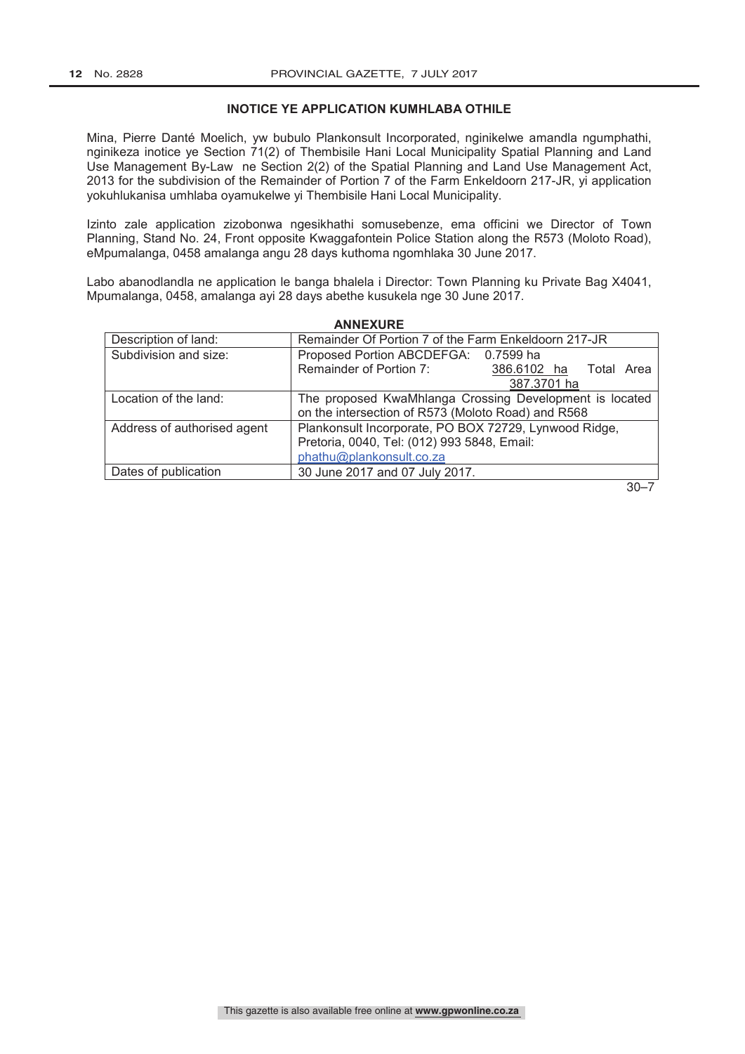## INOTICE YE APPLICATION KUMHLABA OTHILE

Mina, Pierre Danté Moelich, yw bubulo Plankonsult Incorporated, nginikelwe amandla ngumphathi, nginikeza inotice ye Section 71(2) of Thembisile Hani Local Municipality Spatial Planning and Land Use Management By-Law ne Section 2(2) of the Spatial Planning and Land Use Management Act, 2013 for the subdivision of the Remainder of Portion 7 of the Farm Enkeldoorn 217-JR, yi application yokuhlukanisa umhlaba oyamukelwe yi Thembisile Hani Local Municipality.

Izinto zale application zizobonwa ngesikhathi somusebenze, ema officini we Director of Town Planning, Stand No. 24, Front opposite Kwaggafontein Police Station along the R573 (Moloto Road), eMpumalanga, 0458 amalanga angu 28 days kuthoma ngomhlaka 30 June 2017.

Labo abanodlandla ne application le banga bhalela i Director: Town Planning ku Private Bag X4041, Mpumalanga, 0458, amalanga ayi 28 days abethe kusukela nge 30 June 2017.

**ANNEXURE**

| Description of land: | Remainder Of Portion 7 of the Farm Enkeldoorn 217-JR |
|---|---|
| Subdivision and size: | Proposed Portion ABCDEFGA: 0.7599 ha<br>Remainder of Portion 7: 386.6102 ha Total Area 387.3701 ha |
| Location of the land: | The proposed KwaMhlanga Crossing Development is located on the intersection of R573 (Moloto Road) and R568 |
| Address of authorised agent | Plankonsult Incorporate, PO BOX 72729, Lynwood Ridge, Pretoria, 0040, Tel: (012) 993 5848, Email: phathu@plankonsult.co.za |
| Dates of publication | 30 June 2017 and 07 July 2017. |

30–7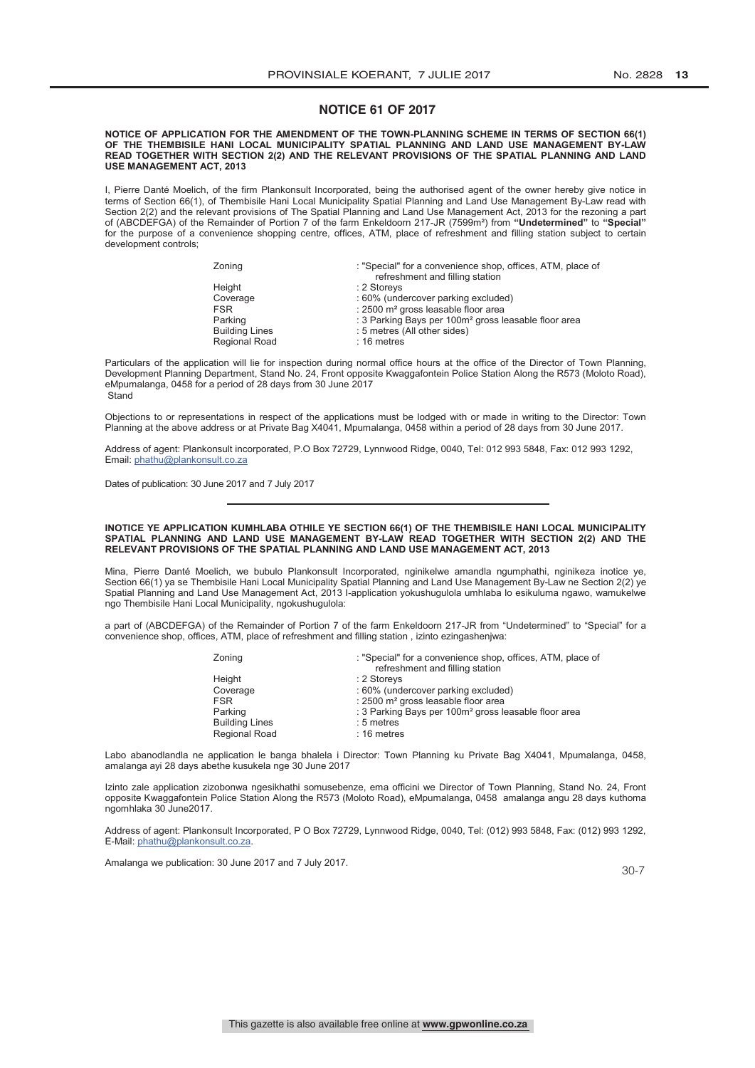## NOTICE 61 OF 2017

**NOTICE OF APPLICATION FOR THE AMENDMENT OF THE TOWN-PLANNING SCHEME IN TERMS OF SECTION 66(1) OF THE THEMBISILE HANI LOCAL MUNICIPALITY SPATIAL PLANNING AND LAND USE MANAGEMENT BY-LAW READ TOGETHER WITH SECTION 2(2) AND THE RELEVANT PROVISIONS OF THE SPATIAL PLANNING AND LAND USE MANAGEMENT ACT, 2013**

I, Pierre Danté Moelich, of the firm Plankonsult Incorporated, being the authorised agent of the owner hereby give notice in terms of Section 66(1), of Thembisile Hani Local Municipality Spatial Planning and Land Use Management By-Law read with Section 2(2) and the relevant provisions of The Spatial Planning and Land Use Management Act, 2013 for the rezoning a part of (ABCDEFGA) of the Remainder of Portion 7 of the farm Enkeldoorn 217-JR (7599m²) from **"Undetermined"** to **"Special"** for the purpose of a convenience shopping centre, offices, ATM, place of refreshment and filling station subject to certain development controls;

| | |
|---|---|
| Zoning | : "Special" for a convenience shop, offices, ATM, place of refreshment and filling station |
| Height | : 2 Storeys |
| Coverage | : 60% (undercover parking excluded) |
| FSR | : 2500 m² gross leasable floor area |
| Parking | : 3 Parking Bays per 100m² gross leasable floor area |
| Building Lines | : 5 metres (All other sides) |
| Regional Road | : 16 metres |

Particulars of the application will lie for inspection during normal office hours at the office of the Director of Town Planning, Development Planning Department, Stand No. 24, Front opposite Kwaggafontein Police Station Along the R573 (Moloto Road), eMpumalanga, 0458 for a period of 28 days from 30 June 2017
Stand

Objections to or representations in respect of the applications must be lodged with or made in writing to the Director: Town Planning at the above address or at Private Bag X4041, Mpumalanga, 0458 within a period of 28 days from 30 June 2017.

Address of agent: Plankonsult incorporated, P.O Box 72729, Lynnwood Ridge, 0040, Tel: 012 993 5848, Fax: 012 993 1292, Email: phathu@plankonsult.co.za

Dates of publication: 30 June 2017 and 7 July 2017

---

**INOTICE YE APPLICATION KUMHLABA OTHILE YE SECTION 66(1) OF THE THEMBISILE HANI LOCAL MUNICIPALITY SPATIAL PLANNING AND LAND USE MANAGEMENT BY-LAW READ TOGETHER WITH SECTION 2(2) AND THE RELEVANT PROVISIONS OF THE SPATIAL PLANNING AND LAND USE MANAGEMENT ACT, 2013**

Mina, Pierre Danté Moelich, we bubulo Plankonsult Incorporated, nginikelwe amandla ngumphathi, nginikeza inotice ye, Section 66(1) ya se Thembisile Hani Local Municipality Spatial Planning and Land Use Management By-Law ne Section 2(2) ye Spatial Planning and Land Use Management Act, 2013 I-application yokushugulola umhlaba lo esikuluma ngawo, wamukelwe ngo Thembisile Hani Local Municipality, ngokushugulola:

a part of (ABCDEFGA) of the Remainder of Portion 7 of the farm Enkeldoorn 217-JR from "Undetermined" to "Special" for a convenience shop, offices, ATM, place of refreshment and filling station , izinto ezingashenjwa:

| | |
|---|---|
| Zoning | : "Special" for a convenience shop, offices, ATM, place of refreshment and filling station |
| Height | : 2 Storeys |
| Coverage | : 60% (undercover parking excluded) |
| FSR | : 2500 m² gross leasable floor area |
| Parking | : 3 Parking Bays per 100m² gross leasable floor area |
| Building Lines | : 5 metres |
| Regional Road | : 16 metres |

Labo abanodlandla ne application le banga bhalela i Director: Town Planning ku Private Bag X4041, Mpumalanga, 0458, amalanga ayi 28 days abethe kusukela nge 30 June 2017

Izinto zale application zizobonwa ngesikhathi somusebenze, ema officini we Director of Town Planning, Stand No. 24, Front opposite Kwaggafontein Police Station Along the R573 (Moloto Road), eMpumalanga, 0458 amalanga angu 28 days kuthoma ngomhlaka 30 June2017.

Address of agent: Plankonsult Incorporated, P O Box 72729, Lynnwood Ridge, 0040, Tel: (012) 993 5848, Fax: (012) 993 1292, E-Mail: phathu@plankonsult.co.za.

Amalanga we publication: 30 June 2017 and 7 July 2017.

30-7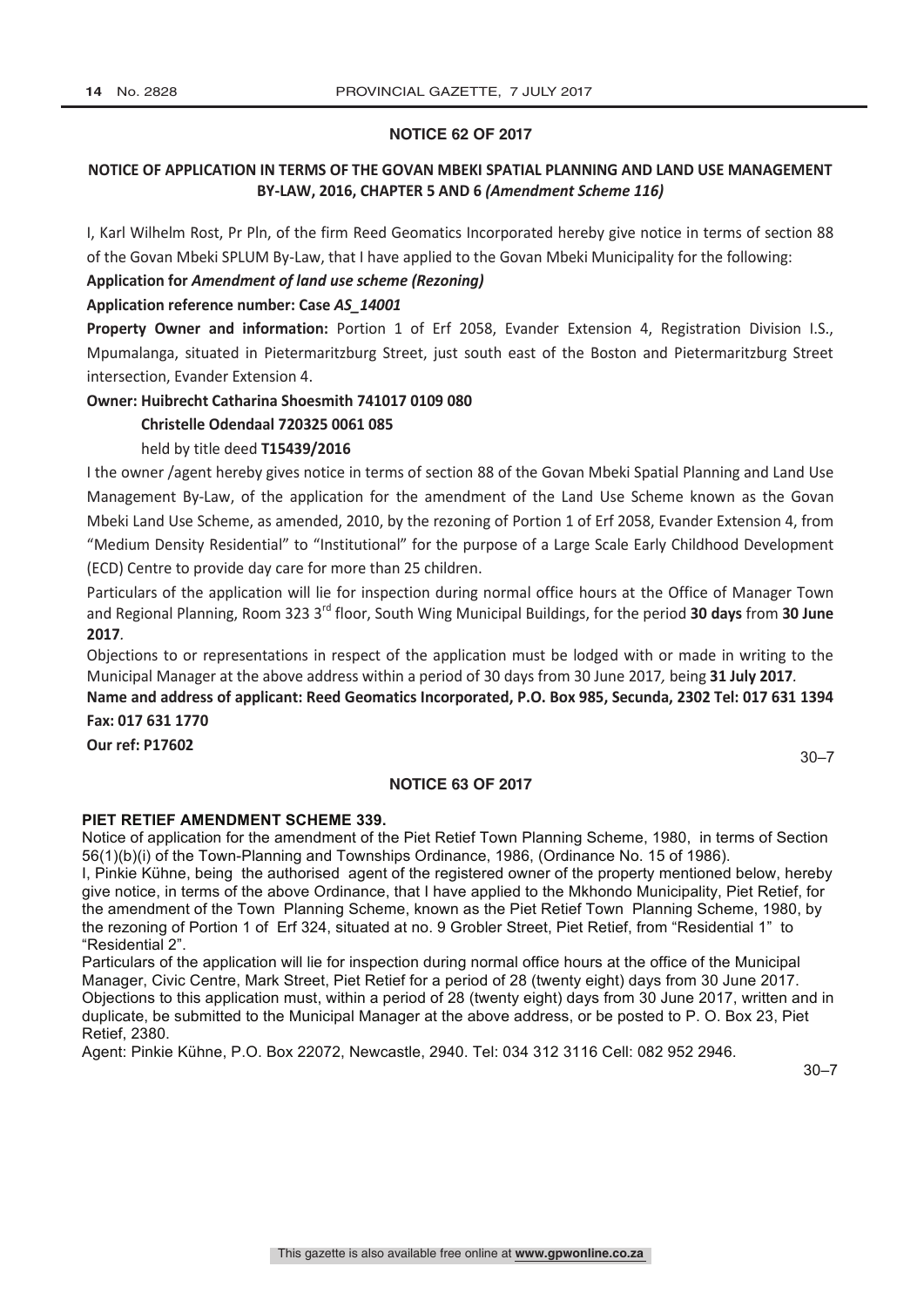## NOTICE 62 OF 2017

### NOTICE OF APPLICATION IN TERMS OF THE GOVAN MBEKI SPATIAL PLANNING AND LAND USE MANAGEMENT BY-LAW, 2016, CHAPTER 5 AND 6 *(Amendment Scheme 116)*

I, Karl Wilhelm Rost, Pr Pln, of the firm Reed Geomatics Incorporated hereby give notice in terms of section 88 of the Govan Mbeki SPLUM By-Law, that I have applied to the Govan Mbeki Municipality for the following:

**Application for *Amendment of land use scheme (Rezoning)***

**Application reference number: Case *AS_14001***

**Property Owner and information:** Portion 1 of Erf 2058, Evander Extension 4, Registration Division I.S., Mpumalanga, situated in Pietermaritzburg Street, just south east of the Boston and Pietermaritzburg Street intersection, Evander Extension 4.

**Owner: Huibrecht Catharina Shoesmith 741017 0109 080**

**Christelle Odendaal 720325 0061 085**

held by title deed **T15439/2016**

I the owner /agent hereby gives notice in terms of section 88 of the Govan Mbeki Spatial Planning and Land Use Management By-Law, of the application for the amendment of the Land Use Scheme known as the Govan Mbeki Land Use Scheme, as amended, 2010, by the rezoning of Portion 1 of Erf 2058, Evander Extension 4, from "Medium Density Residential" to "Institutional" for the purpose of a Large Scale Early Childhood Development (ECD) Centre to provide day care for more than 25 children.

Particulars of the application will lie for inspection during normal office hours at the Office of Manager Town and Regional Planning, Room 323 3rd floor, South Wing Municipal Buildings, for the period **30 days** from **30 June 2017**.

Objections to or representations in respect of the application must be lodged with or made in writing to the Municipal Manager at the above address within a period of 30 days from 30 June 2017*,* being **31 July 2017***.*

**Name and address of applicant: Reed Geomatics Incorporated, P.O. Box 985, Secunda, 2302 Tel: 017 631 1394 Fax: 017 631 1770**

**Our ref: P17602**

30–7

## NOTICE 63 OF 2017

**PIET RETIEF AMENDMENT SCHEME 339.**

Notice of application for the amendment of the Piet Retief Town Planning Scheme, 1980, in terms of Section 56(1)(b)(i) of the Town-Planning and Townships Ordinance, 1986, (Ordinance No. 15 of 1986).

I, Pinkie Kühne, being the authorised agent of the registered owner of the property mentioned below, hereby give notice, in terms of the above Ordinance, that I have applied to the Mkhondo Municipality, Piet Retief, for the amendment of the Town Planning Scheme, known as the Piet Retief Town Planning Scheme, 1980, by the rezoning of Portion 1 of Erf 324, situated at no. 9 Grobler Street, Piet Retief, from "Residential 1" to "Residential 2".

Particulars of the application will lie for inspection during normal office hours at the office of the Municipal Manager, Civic Centre, Mark Street, Piet Retief for a period of 28 (twenty eight) days from 30 June 2017.

Objections to this application must, within a period of 28 (twenty eight) days from 30 June 2017, written and in duplicate, be submitted to the Municipal Manager at the above address, or be posted to P. O. Box 23, Piet Retief, 2380.

Agent: Pinkie Kühne, P.O. Box 22072, Newcastle, 2940. Tel: 034 312 3116 Cell: 082 952 2946.

30–7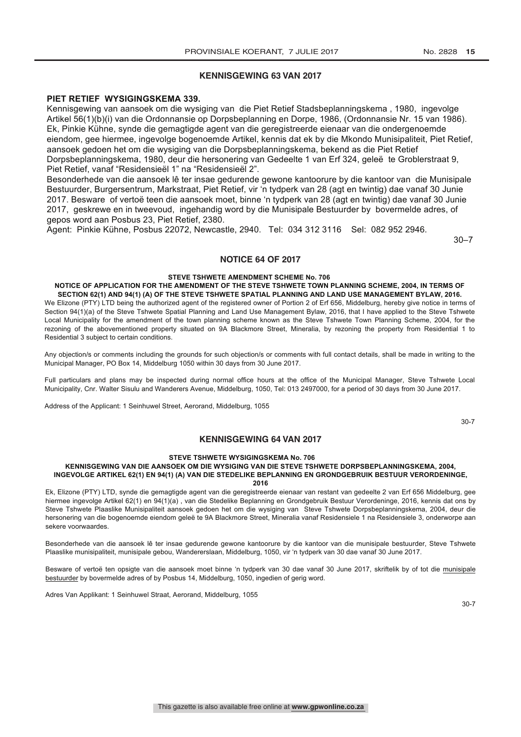## KENNISGEWING 63 VAN 2017

**PIET RETIEF WYSIGINGSKEMA 339.**

Kennisgewing van aansoek om die wysiging van die Piet Retief Stadsbeplanningskema , 1980, ingevolge Artikel 56(1)(b)(i) van die Ordonnansie op Dorpsbeplanning en Dorpe, 1986, (Ordonnansie Nr. 15 van 1986). Ek, Pinkie Kühne, synde die gemagtigde agent van die geregistreerde eienaar van die ondergenoemde eiendom, gee hiermee, ingevolge bogenoemde Artikel, kennis dat ek by die Mkondo Munisipaliteit, Piet Retief, aansoek gedoen het om die wysiging van die Dorpsbeplanningskema, bekend as die Piet Retief Dorpsbeplanningskema, 1980, deur die hersonering van Gedeelte 1 van Erf 324, geleë te Groblerstraat 9, Piet Retief, vanaf "Residensieël 1" na "Residensieël 2".

Besonderhede van die aansoek lê ter insae gedurende gewone kantoorure by die kantoor van die Munisipale Bestuurder, Burgersentrum, Markstraat, Piet Retief, vir 'n tydperk van 28 (agt en twintig) dae vanaf 30 Junie 2017. Besware of vertoë teen die aansoek moet, binne 'n tydperk van 28 (agt en twintig) dae vanaf 30 Junie 2017, geskrewe en in tweevoud, ingehandig word by die Munisipale Bestuurder by bovermelde adres, of gepos word aan Posbus 23, Piet Retief, 2380.

Agent: Pinkie Kühne, Posbus 22072, Newcastle, 2940. Tel: 034 312 3116 Sel: 082 952 2946.

30–7

## NOTICE 64 OF 2017

**STEVE TSHWETE AMENDMENT SCHEME No. 706**

**NOTICE OF APPLICATION FOR THE AMENDMENT OF THE STEVE TSHWETE TOWN PLANNING SCHEME, 2004, IN TERMS OF SECTION 62(1) AND 94(1) (A) OF THE STEVE TSHWETE SPATIAL PLANNING AND LAND USE MANAGEMENT BYLAW, 2016.**

We Elizone (PTY) LTD being the authorized agent of the registered owner of Portion 2 of Erf 656, Middelburg, hereby give notice in terms of Section 94(1)(a) of the Steve Tshwete Spatial Planning and Land Use Management Bylaw, 2016, that I have applied to the Steve Tshwete Local Municipality for the amendment of the town planning scheme known as the Steve Tshwete Town Planning Scheme, 2004, for the rezoning of the abovementioned property situated on 9A Blackmore Street, Mineralia, by rezoning the property from Residential 1 to Residential 3 subject to certain conditions.

Any objection/s or comments including the grounds for such objection/s or comments with full contact details, shall be made in writing to the Municipal Manager, PO Box 14, Middelburg 1050 within 30 days from 30 June 2017.

Full particulars and plans may be inspected during normal office hours at the office of the Municipal Manager, Steve Tshwete Local Municipality, Cnr. Walter Sisulu and Wanderers Avenue, Middelburg, 1050, Tel: 013 2497000, for a period of 30 days from 30 June 2017.

Address of the Applicant: 1 Seinhuwel Street, Aerorand, Middelburg, 1055

30-7

## KENNISGEWING 64 VAN 2017

**STEVE TSHWETE WYSIGINGSKEMA No. 706**

**KENNISGEWING VAN DIE AANSOEK OM DIE WYSIGING VAN DIE STEVE TSHWETE DORPSBEPLANNINGSKEMA, 2004, INGEVOLGE ARTIKEL 62(1) EN 94(1) (A) VAN DIE STEDELIKE BEPLANNING EN GRONDGEBRUIK BESTUUR VERORDENINGE, 2016**

Ek, Elizone (PTY) LTD, synde die gemagtigde agent van die geregistreerde eienaar van restant van gedeelte 2 van Erf 656 Middelburg, gee hiermee ingevolge Artikel 62(1) en 94(1)(a) , van die Stedelike Beplanning en Grondgebruik Bestuur Verordeninge, 2016, kennis dat ons by Steve Tshwete Plaaslike Munisipaliteit aansoek gedoen het om die wysiging van Steve Tshwete Dorpsbeplanningskema, 2004, deur die hersonering van die bogenoemde eiendom geleë te 9A Blackmore Street, Mineralia vanaf Residensiele 1 na Residensiele 3, onderworpe aan sekere voorwaardes.

Besonderhede van die aansoek lê ter insae gedurende gewone kantoorure by die kantoor van die munisipale bestuurder, Steve Tshwete Plaaslike munisipaliteit, munisipale gebou, Wandererslaan, Middelburg, 1050, vir 'n tydperk van 30 dae vanaf 30 June 2017.

Besware of vertoë ten opsigte van die aansoek moet binne 'n tydperk van 30 dae vanaf 30 June 2017, skriftelik by of tot die munisipale bestuurder by bovermelde adres of by Posbus 14, Middelburg, 1050, ingedien of gerig word.

Adres Van Applikant: 1 Seinhuwel Straat, Aerorand, Middelburg, 1055

30-7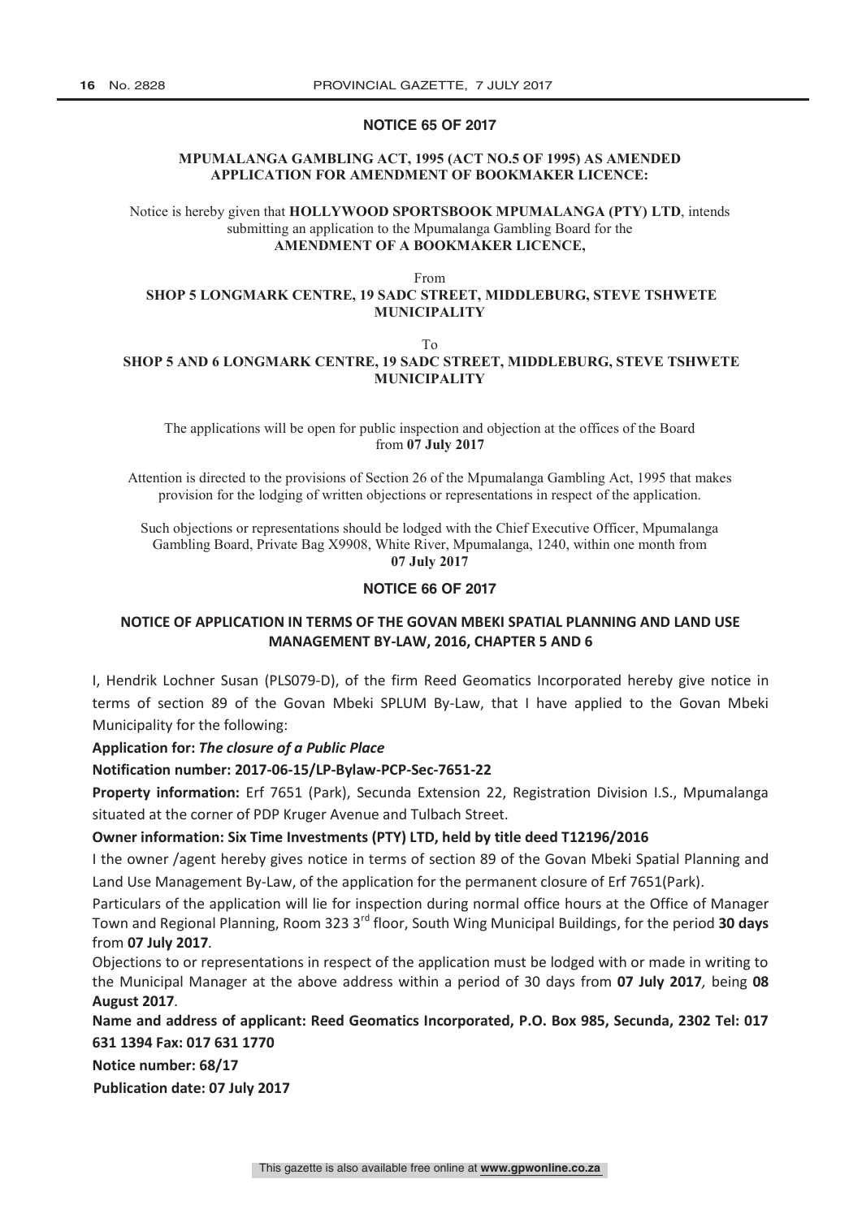## NOTICE 65 OF 2017

**MPUMALANGA GAMBLING ACT, 1995 (ACT NO.5 OF 1995) AS AMENDED APPLICATION FOR AMENDMENT OF BOOKMAKER LICENCE:**

Notice is hereby given that **HOLLYWOOD SPORTSBOOK MPUMALANGA (PTY) LTD**, intends submitting an application to the Mpumalanga Gambling Board for the **AMENDMENT OF A BOOKMAKER LICENCE,**

From
**SHOP 5 LONGMARK CENTRE, 19 SADC STREET, MIDDLEBURG, STEVE TSHWETE MUNICIPALITY**

To
**SHOP 5 AND 6 LONGMARK CENTRE, 19 SADC STREET, MIDDLEBURG, STEVE TSHWETE MUNICIPALITY**

The applications will be open for public inspection and objection at the offices of the Board from **07 July 2017**

Attention is directed to the provisions of Section 26 of the Mpumalanga Gambling Act, 1995 that makes provision for the lodging of written objections or representations in respect of the application.

Such objections or representations should be lodged with the Chief Executive Officer, Mpumalanga Gambling Board, Private Bag X9908, White River, Mpumalanga, 1240, within one month from **07 July 2017**

## NOTICE 66 OF 2017

**NOTICE OF APPLICATION IN TERMS OF THE GOVAN MBEKI SPATIAL PLANNING AND LAND USE MANAGEMENT BY-LAW, 2016, CHAPTER 5 AND 6**

I, Hendrik Lochner Susan (PLS079-D), of the firm Reed Geomatics Incorporated hereby give notice in terms of section 89 of the Govan Mbeki SPLUM By-Law, that I have applied to the Govan Mbeki Municipality for the following:

**Application for:** ***The closure of a Public Place***

**Notification number: 2017-06-15/LP-Bylaw-PCP-Sec-7651-22**

**Property information:** Erf 7651 (Park), Secunda Extension 22, Registration Division I.S., Mpumalanga situated at the corner of PDP Kruger Avenue and Tulbach Street.

**Owner information: Six Time Investments (PTY) LTD, held by title deed T12196/2016**

I the owner /agent hereby gives notice in terms of section 89 of the Govan Mbeki Spatial Planning and Land Use Management By-Law, of the application for the permanent closure of Erf 7651(Park).

Particulars of the application will lie for inspection during normal office hours at the Office of Manager Town and Regional Planning, Room 323 3rd floor, South Wing Municipal Buildings, for the period **30 days** from **07 July 2017**.

Objections to or representations in respect of the application must be lodged with or made in writing to the Municipal Manager at the above address within a period of 30 days from **07 July 2017**, being **08 August 2017**.

**Name and address of applicant: Reed Geomatics Incorporated, P.O. Box 985, Secunda, 2302 Tel: 017 631 1394 Fax: 017 631 1770**

**Notice number: 68/17**

**Publication date: 07 July 2017**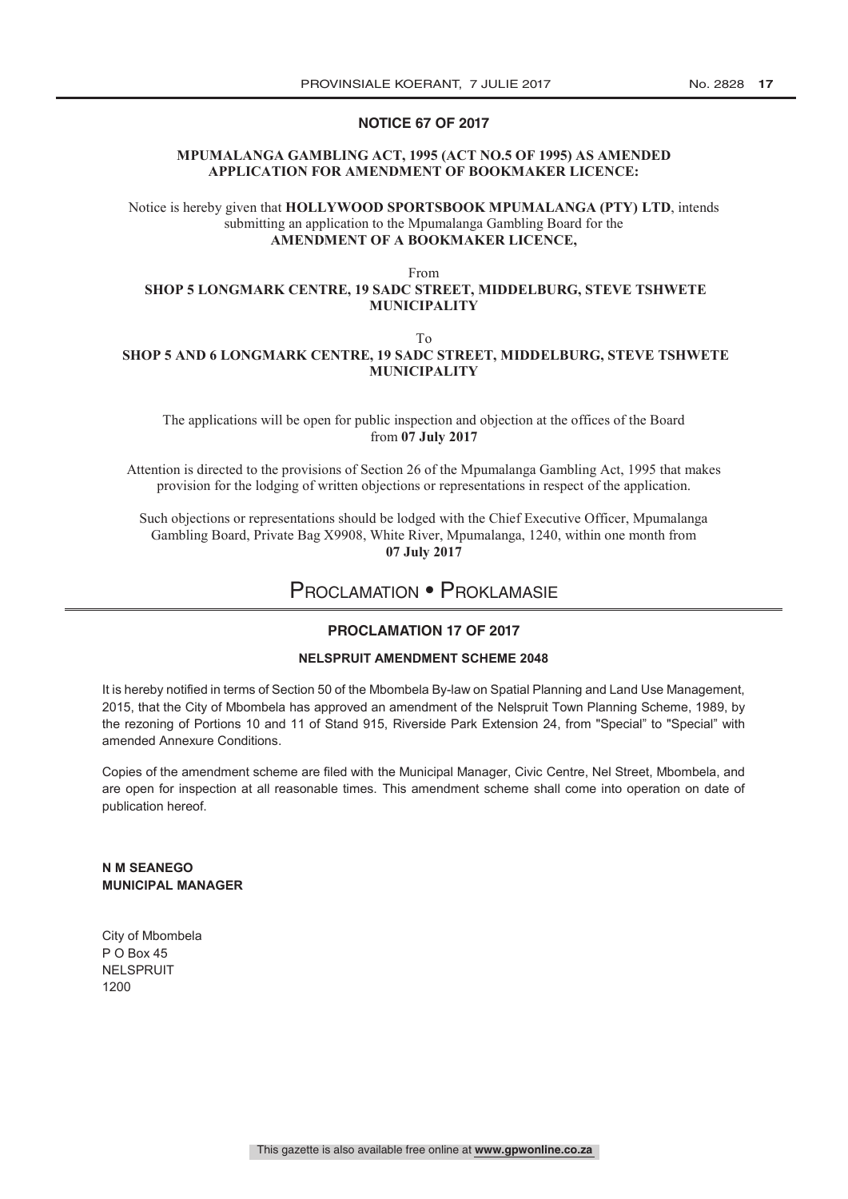## NOTICE 67 OF 2017

**MPUMALANGA GAMBLING ACT, 1995 (ACT NO.5 OF 1995) AS AMENDED**
**APPLICATION FOR AMENDMENT OF BOOKMAKER LICENCE:**

Notice is hereby given that **HOLLYWOOD SPORTSBOOK MPUMALANGA (PTY) LTD**, intends submitting an application to the Mpumalanga Gambling Board for the **AMENDMENT OF A BOOKMAKER LICENCE,**

From
**SHOP 5 LONGMARK CENTRE, 19 SADC STREET, MIDDELBURG, STEVE TSHWETE MUNICIPALITY**

To
**SHOP 5 AND 6 LONGMARK CENTRE, 19 SADC STREET, MIDDELBURG, STEVE TSHWETE MUNICIPALITY**

The applications will be open for public inspection and objection at the offices of the Board from **07 July 2017**

Attention is directed to the provisions of Section 26 of the Mpumalanga Gambling Act, 1995 that makes provision for the lodging of written objections or representations in respect of the application.

Such objections or representations should be lodged with the Chief Executive Officer, Mpumalanga Gambling Board, Private Bag X9908, White River, Mpumalanga, 1240, within one month from **07 July 2017**

# PROCLAMATION • PROKLAMASIE

## PROCLAMATION 17 OF 2017

### NELSPRUIT AMENDMENT SCHEME 2048

It is hereby notified in terms of Section 50 of the Mbombela By-law on Spatial Planning and Land Use Management, 2015, that the City of Mbombela has approved an amendment of the Nelspruit Town Planning Scheme, 1989, by the rezoning of Portions 10 and 11 of Stand 915, Riverside Park Extension 24, from "Special" to "Special" with amended Annexure Conditions.

Copies of the amendment scheme are filed with the Municipal Manager, Civic Centre, Nel Street, Mbombela, and are open for inspection at all reasonable times. This amendment scheme shall come into operation on date of publication hereof.

**N M SEANEGO**
**MUNICIPAL MANAGER**

City of Mbombela
P O Box 45
NELSPRUIT
1200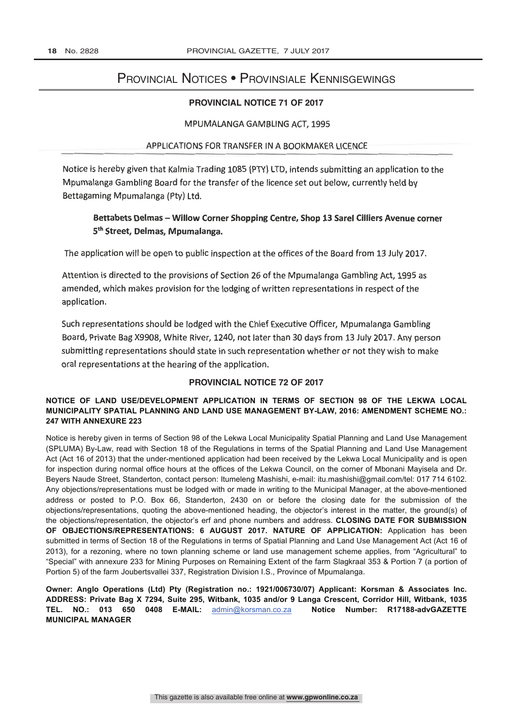# Provincial Notices • Provinsiale Kennisgewings

## PROVINCIAL NOTICE 71 OF 2017

MPUMALANGA GAMBLING ACT, 1995

APPLICATIONS FOR TRANSFER IN A BOOKMAKER LICENCE

Notice is hereby given that Kalmia Trading 1085 (PTY) LTD, intends submitting an application to the Mpumalanga Gambling Board for the transfer of the licence set out below, currently held by Bettagaming Mpumalanga (Pty) Ltd.

**Bettabets Delmas – Willow Corner Shopping Centre, Shop 13 Sarel Cilliers Avenue corner 5th Street, Delmas, Mpumalanga.**

The application will be open to public inspection at the offices of the Board from 13 July 2017.

Attention is directed to the provisions of Section 26 of the Mpumalanga Gambling Act, 1995 as amended, which makes provision for the lodging of written representations in respect of the application.

Such representations should be lodged with the Chief Executive Officer, Mpumalanga Gambling Board, Private Bag X9908, White River, 1240, not later than 30 days from 13 July 2017. Any person submitting representations should state in such representation whether or not they wish to make oral representations at the hearing of the application.

## PROVINCIAL NOTICE 72 OF 2017

**NOTICE OF LAND USE/DEVELOPMENT APPLICATION IN TERMS OF SECTION 98 OF THE LEKWA LOCAL MUNICIPALITY SPATIAL PLANNING AND LAND USE MANAGEMENT BY-LAW, 2016: AMENDMENT SCHEME NO.: 247 WITH ANNEXURE 223**

Notice is hereby given in terms of Section 98 of the Lekwa Local Municipality Spatial Planning and Land Use Management (SPLUMA) By-Law, read with Section 18 of the Regulations in terms of the Spatial Planning and Land Use Management Act (Act 16 of 2013) that the under-mentioned application had been received by the Lekwa Local Municipality and is open for inspection during normal office hours at the offices of the Lekwa Council, on the corner of Mbonani Mayisela and Dr. Beyers Naude Street, Standerton, contact person: Itumeleng Mashishi, e-mail: itu.mashishi@gmail.com/tel: 017 714 6102. Any objections/representations must be lodged with or made in writing to the Municipal Manager, at the above-mentioned address or posted to P.O. Box 66, Standerton, 2430 on or before the closing date for the submission of the objections/representations, quoting the above-mentioned heading, the objector's interest in the matter, the ground(s) of the objections/representation, the objector's erf and phone numbers and address. **CLOSING DATE FOR SUBMISSION OF OBJECTIONS/REPRESENTATIONS: 6 AUGUST 2017. NATURE OF APPLICATION:** Application has been submitted in terms of Section 18 of the Regulations in terms of Spatial Planning and Land Use Management Act (Act 16 of 2013), for a rezoning, where no town planning scheme or land use management scheme applies, from "Agricultural" to "Special" with annexure 233 for Mining Purposes on Remaining Extent of the farm Slagkraal 353 & Portion 7 (a portion of Portion 5) of the farm Joubertsvallei 337, Registration Division I.S., Province of Mpumalanga.

**Owner: Anglo Operations (Ltd) Pty (Registration no.: 1921/006730/07) Applicant: Korsman & Associates Inc. ADDRESS: Private Bag X 7294, Suite 295, Witbank, 1035 and/or 9 Langa Crescent, Corridor Hill, Witbank, 1035 TEL. NO.: 013 650 0408 E-MAIL:** admin@korsman.co.za **Notice Number: R17188-advGAZETTE MUNICIPAL MANAGER**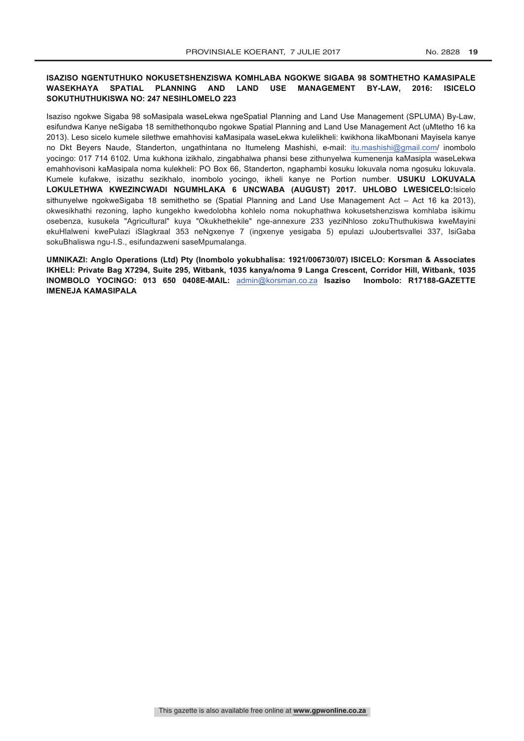**ISAZISO NGENTUTHUKO NOKUSETSHENZISWA KOMHLABA NGOKWE SIGABA 98 SOMTHETHO KAMASIPALE WASEKHAYA SPATIAL PLANNING AND LAND USE MANAGEMENT BY-LAW, 2016: ISICELO SOKUTHUTHUKISWA NO: 247 NESIHLOMELO 223**

Isaziso ngokwe Sigaba 98 soMasipala waseLekwa ngeSpatial Planning and Land Use Management (SPLUMA) By-Law, esifundwa Kanye neSigaba 18 semithethonqubo ngokwe Spatial Planning and Land Use Management Act (uMtetho 16 ka 2013). Leso sicelo kumele silethwe emahhovisi kaMasipala waseLekwa kulelikheli: kwikhona likaMbonani Mayisela kanye no Dkt Beyers Naude, Standerton, ungathintana no Itumeleng Mashishi, e-mail: itu.mashishi@gmail.com/ inombolo yocingo: 017 714 6102. Uma kukhona izikhalo, zingabhalwa phansi bese zithunyelwa kumenenja kaMasipla waseLekwa emahhovisoni kaMasipala noma kulekheli: PO Box 66, Standerton, ngaphambi kosuku lokuvala noma ngosuku lokuvala. Kumele kufakwe, isizathu sezikhalo, inombolo yocingo, ikheli kanye ne Portion number. **USUKU LOKUVALA LOKULETHWA KWEZINCWADI NGUMHLAKA 6 UNCWABA (AUGUST) 2017. UHLOBO LWESICELO:**Isicelo sithunyelwe ngokweSigaba 18 semithetho se (Spatial Planning and Land Use Management Act – Act 16 ka 2013), okwesikhathi rezoning, lapho kungekho kwedolobha kohlelo noma nokuphathwa kokusetshenziswa komhlaba isikimu osebenza, kusukela "Agricultural" kuya "Okukhethekile" nge-annexure 233 yeziNhloso zokuThuthukiswa kweMayini ekuHlalweni kwePulazi iSlagkraal 353 neNgxenye 7 (ingxenye yesigaba 5) epulazi uJoubertsvallei 337, IsiGaba sokuBhaliswa ngu-I.S., esifundazweni saseMpumalanga.

**UMNIKAZI: Anglo Operations (Ltd) Pty (Inombolo yokubhalisa: 1921/006730/07) ISICELO: Korsman & Associates IKHELI: Private Bag X7294, Suite 295, Witbank, 1035 kanya/noma 9 Langa Crescent, Corridor Hill, Witbank, 1035 INOMBOLO YOCINGO: 013 650 0408E-MAIL:** admin@korsman.co.za **Isaziso Inombolo: R17188-GAZETTE IMENEJA KAMASIPALA**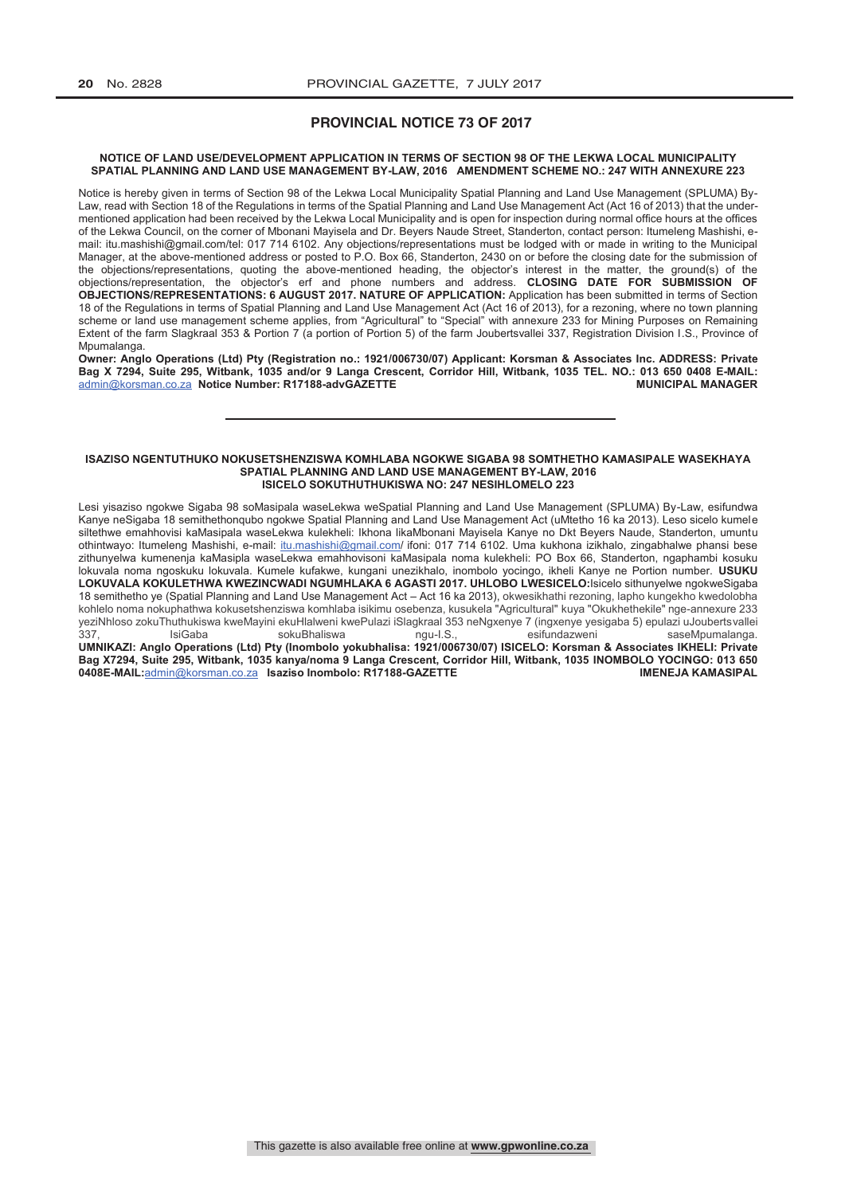## PROVINCIAL NOTICE 73 OF 2017

**NOTICE OF LAND USE/DEVELOPMENT APPLICATION IN TERMS OF SECTION 98 OF THE LEKWA LOCAL MUNICIPALITY SPATIAL PLANNING AND LAND USE MANAGEMENT BY-LAW, 2016 AMENDMENT SCHEME NO.: 247 WITH ANNEXURE 223**

Notice is hereby given in terms of Section 98 of the Lekwa Local Municipality Spatial Planning and Land Use Management (SPLUMA) By-Law, read with Section 18 of the Regulations in terms of the Spatial Planning and Land Use Management Act (Act 16 of 2013) that the under-mentioned application had been received by the Lekwa Local Municipality and is open for inspection during normal office hours at the offices of the Lekwa Council, on the corner of Mbonani Mayisela and Dr. Beyers Naude Street, Standerton, contact person: Itumeleng Mashishi, e-mail: itu.mashishi@gmail.com/tel: 017 714 6102. Any objections/representations must be lodged with or made in writing to the Municipal Manager, at the above-mentioned address or posted to P.O. Box 66, Standerton, 2430 on or before the closing date for the submission of the objections/representations, quoting the above-mentioned heading, the objector's interest in the matter, the ground(s) of the objections/representation, the objector's erf and phone numbers and address. **CLOSING DATE FOR SUBMISSION OF OBJECTIONS/REPRESENTATIONS: 6 AUGUST 2017. NATURE OF APPLICATION:** Application has been submitted in terms of Section 18 of the Regulations in terms of Spatial Planning and Land Use Management Act (Act 16 of 2013), for a rezoning, where no town planning scheme or land use management scheme applies, from "Agricultural" to "Special" with annexure 233 for Mining Purposes on Remaining Extent of the farm Slagkraal 353 & Portion 7 (a portion of Portion 5) of the farm Joubertsvallei 337, Registration Division I.S., Province of Mpumalanga.

**Owner: Anglo Operations (Ltd) Pty (Registration no.: 1921/006730/07) Applicant: Korsman & Associates Inc. ADDRESS: Private Bag X 7294, Suite 295, Witbank, 1035 and/or 9 Langa Crescent, Corridor Hill, Witbank, 1035 TEL. NO.: 013 650 0408 E-MAIL:** admin@korsman.co.za **Notice Number: R17188-advGAZETTE** **MUNICIPAL MANAGER**

---

**ISAZISO NGENTUTHUKO NOKUSETSHENZISWA KOMHLABA NGOKWE SIGABA 98 SOMTHETHO KAMASIPALE WASEKHAYA SPATIAL PLANNING AND LAND USE MANAGEMENT BY-LAW, 2016 ISICELO SOKUTHUTHUKISWA NO: 247 NESIHLOMELO 223**

Lesi yisaziso ngokwe Sigaba 98 soMasipala waseLekwa weSpatial Planning and Land Use Management (SPLUMA) By-Law, esifundwa Kanye neSigaba 18 semithethonqubo ngokwe Spatial Planning and Land Use Management Act (uMtetho 16 ka 2013). Leso sicelo kumele siltethwe emahhovisi kaMasipala waseLekwa kulekheli: Ikhona likaMbonani Mayisela Kanye no Dkt Beyers Naude, Standerton, umuntu othintwayo: Itumeleng Mashishi, e-mail: itu.mashishi@gmail.com/ ifoni: 017 714 6102. Uma kukhona izikhalo, zingabhalwe phansi bese zithunyelwa kumenenja kaMasipla waseLekwa emahhovisoni kaMasipala noma kulekheli: PO Box 66, Standerton, ngaphambi kosuku lokuvala noma ngoskuku lokuvala. Kumele kufakwe, kungani unezikhalo, inombolo yocingo, ikheli Kanye ne Portion number. **USUKU LOKUVALA KOKULETHWA KWEZINCWADI NGUMHLAKA 6 AGASTI 2017. UHLOBO LWESICELO:**Isicelo sithunyelwe ngokweSigaba 18 semithetho ye (Spatial Planning and Land Use Management Act – Act 16 ka 2013), okwesikhathi rezoning, lapho kungekho kwedolobha kohlelo noma nokuphathwa kokusetshenziswa komhlaba isikimu osebenza, kusukela "Agricultural" kuya "Okukhethekile" nge-annexure 233 yeziNhloso zokuThuthukiswa kweMayini ekuHlalweni kwePulazi iSlagkraal 353 neNgxenye 7 (ingxenye yesigaba 5) epulazi uJoubertsvallei 337, IsiGaba sokuBhaliswa ngu-I.S., esifundazweni saseMpumalanga.

**UMNIKAZI: Anglo Operations (Ltd) Pty (Inombolo yokubhalisa: 1921/006730/07) ISICELO: Korsman & Associates IKHELI: Private Bag X7294, Suite 295, Witbank, 1035 kanya/noma 9 Langa Crescent, Corridor Hill, Witbank, 1035 INOMBOLO YOCINGO: 013 650 0408E-MAIL:**admin@korsman.co.za **Isaziso Inombolo: R17188-GAZETTE** **IMENEJA KAMASIPAL**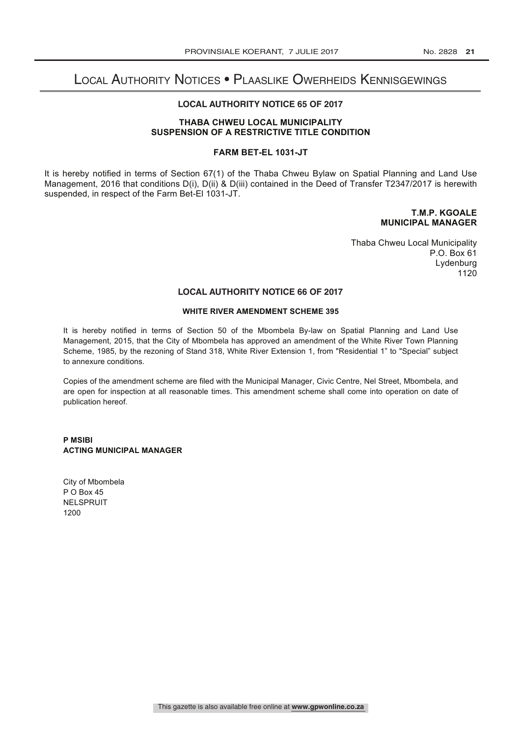# Local Authority Notices • Plaaslike Owerheids Kennisgewings

## LOCAL AUTHORITY NOTICE 65 OF 2017

### THABA CHWEU LOCAL MUNICIPALITY
### SUSPENSION OF A RESTRICTIVE TITLE CONDITION

### FARM BET-EL 1031-JT

It is hereby notified in terms of Section 67(1) of the Thaba Chweu Bylaw on Spatial Planning and Land Use Management, 2016 that conditions D(i), D(ii) & D(iii) contained in the Deed of Transfer T2347/2017 is herewith suspended, in respect of the Farm Bet-El 1031-JT.

**T.M.P. KGOALE**
**MUNICIPAL MANAGER**

Thaba Chweu Local Municipality
P.O. Box 61
Lydenburg
1120

## LOCAL AUTHORITY NOTICE 66 OF 2017

### WHITE RIVER AMENDMENT SCHEME 395

It is hereby notified in terms of Section 50 of the Mbombela By-law on Spatial Planning and Land Use Management, 2015, that the City of Mbombela has approved an amendment of the White River Town Planning Scheme, 1985, by the rezoning of Stand 318, White River Extension 1, from "Residential 1" to "Special" subject to annexure conditions.

Copies of the amendment scheme are filed with the Municipal Manager, Civic Centre, Nel Street, Mbombela, and are open for inspection at all reasonable times. This amendment scheme shall come into operation on date of publication hereof.

**P MSIBI**
**ACTING MUNICIPAL MANAGER**

City of Mbombela
P O Box 45
NELSPRUIT
1200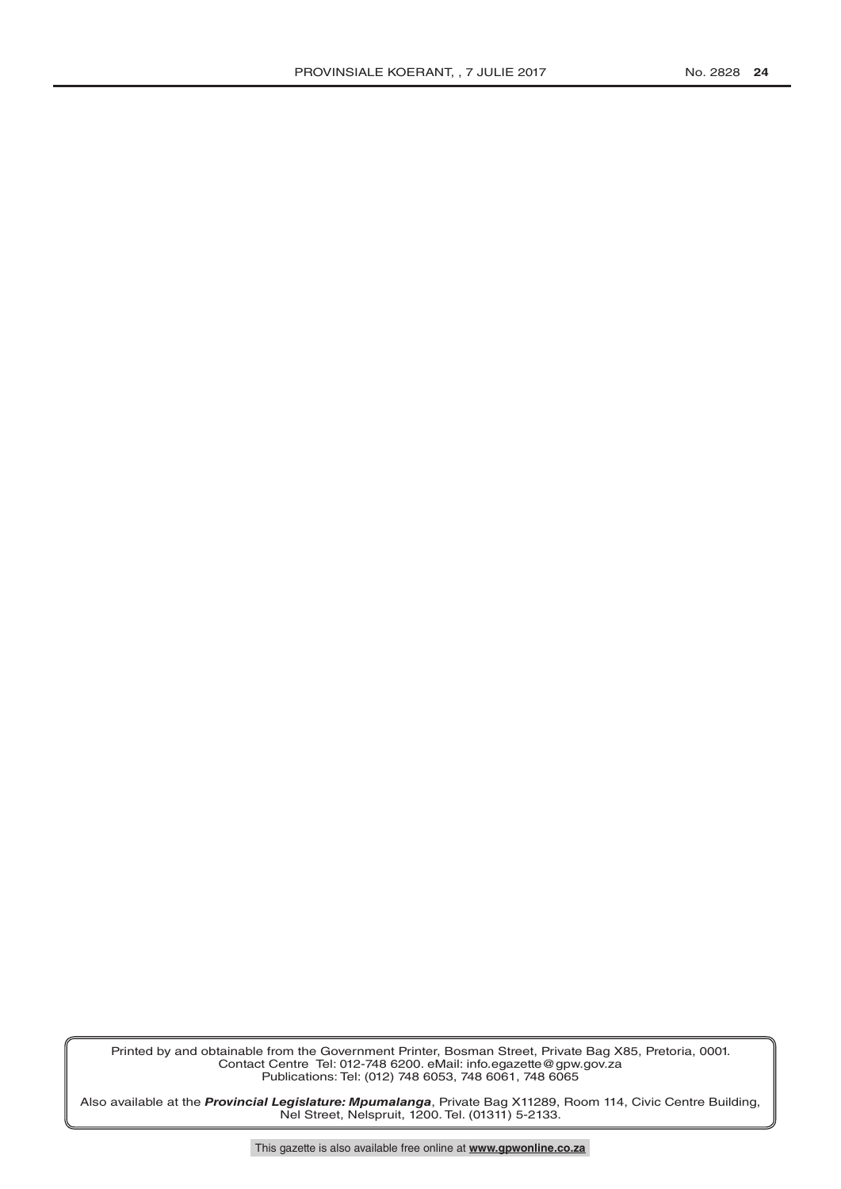Printed by and obtainable from the Government Printer, Bosman Street, Private Bag X85, Pretoria, 0001.
Contact Centre Tel: 012-748 6200. eMail: info.egazette@gpw.gov.za
Publications: Tel: (012) 748 6053, 748 6061, 748 6065

Also available at the ***Provincial Legislature: Mpumalanga***, Private Bag X11289, Room 114, Civic Centre Building, Nel Street, Nelspruit, 1200. Tel. (01311) 5-2133.

This gazette is also available free online at **www.gpwonline.co.za**